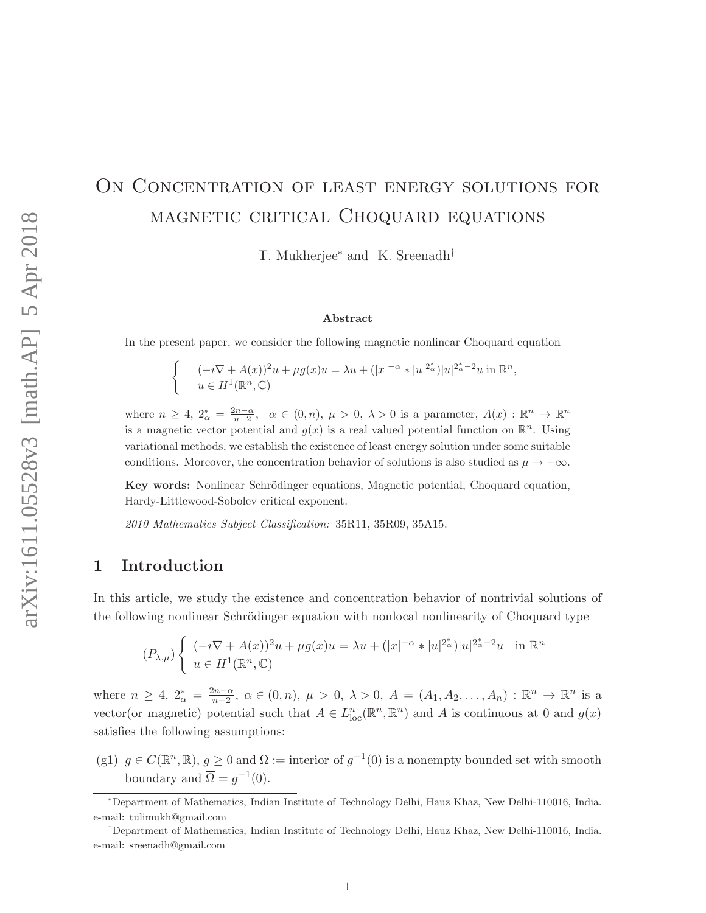# On Concentration of least energy solutions for magnetic critical Choquard equations

T. Mukherjee* and K. Sreenadh†

## Abstract

In the present paper, we consider the following magnetic nonlinear Choquard equation

$$
\begin{cases}
(-i\nabla + A(x))^2 u + \mu g(x) u = \lambda u + (|x|^{-\alpha} * |u|^{2^*_\alpha})|u|^{2^*_\alpha - 2}u \text{ in } \mathbb{R}^n, \\
u \in H^1(\mathbb{R}^n, \mathbb{C})
\end{cases}
$$

where $n \geq 4$, $2^*_\alpha = \frac{2n-\alpha}{n-2}$, $\alpha \in (0,n)$, $\mu > 0$, $\lambda > 0$ is a parameter, $A(x) : \mathbb{R}^n \to \mathbb{R}^n$ is a magnetic vector potential and $g(x)$ is a real valued potential function on $\mathbb{R}^n$. Using variational methods, we establish the existence of least energy solution under some suitable conditions. Moreover, the concentration behavior of solutions is also studied as $\mu \to +\infty$.

**Key words:** Nonlinear Schrödinger equations, Magnetic potential, Choquard equation, Hardy-Littlewood-Sobolev critical exponent.

*2010 Mathematics Subject Classification:* 35R11, 35R09, 35A15.

## 1 Introduction

In this article, we study the existence and concentration behavior of nontrivial solutions of the following nonlinear Schrödinger equation with nonlocal nonlinearity of Choquard type

$$
(P_{\lambda,\mu}) \begin{cases}
(-i\nabla + A(x))^2 u + \mu g(x) u = \lambda u + (|x|^{-\alpha} * |u|^{2^*_\alpha})|u|^{2^*_\alpha - 2}u \quad \text{in } \mathbb{R}^n \\
u \in H^1(\mathbb{R}^n, \mathbb{C})
\end{cases}
$$

where $n \geq 4$, $2^*_\alpha = \frac{2n-\alpha}{n-2}$, $\alpha \in (0,n)$, $\mu > 0$, $\lambda > 0$, $A = (A_1, A_2, \ldots, A_n) : \mathbb{R}^n \to \mathbb{R}^n$ is a vector(or magnetic) potential such that $A \in L^n_{\text{loc}}(\mathbb{R}^n, \mathbb{R}^n)$ and $A$ is continuous at 0 and $g(x)$ satisfies the following assumptions:

(g1) $g \in C(\mathbb{R}^n, \mathbb{R})$, $g \geq 0$ and $\Omega :=$ interior of $g^{-1}(0)$ is a nonempty bounded set with smooth boundary and $\overline{\Omega} = g^{-1}(0)$.

---

*Department of Mathematics, Indian Institute of Technology Delhi, Hauz Khaz, New Delhi-110016, India. e-mail: tulimukh@gmail.com

†Department of Mathematics, Indian Institute of Technology Delhi, Hauz Khaz, New Delhi-110016, India. e-mail: sreenadh@gmail.com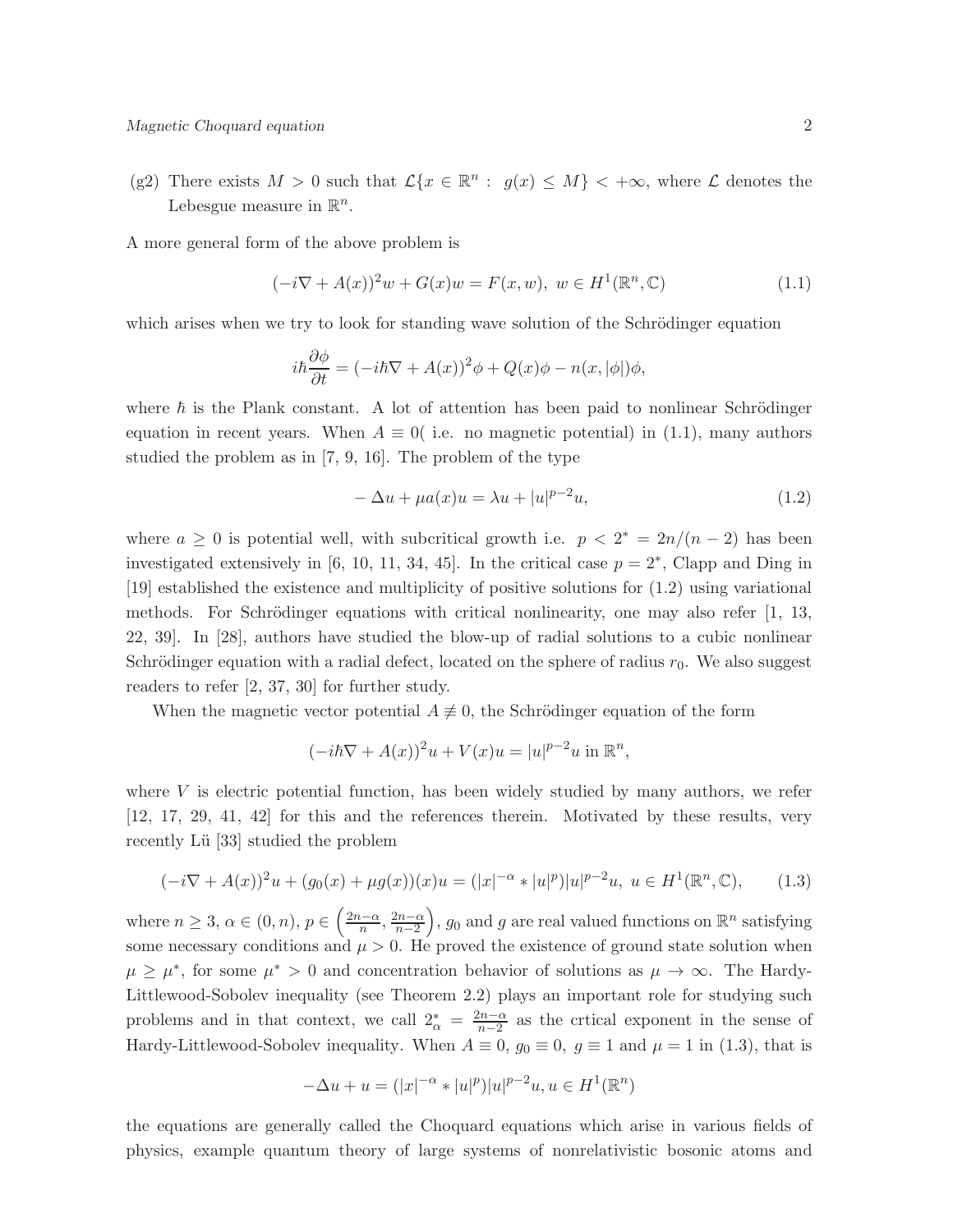(g2) There exists $M > 0$ such that $\mathcal{L}\{x \in \mathbb{R}^n : g(x) \leq M\} < +\infty$, where $\mathcal{L}$ denotes the Lebesgue measure in $\mathbb{R}^n$.

A more general form of the above problem is

$$(-i\nabla + A(x))^2 w + G(x)w = F(x, w),\ w \in H^1(\mathbb{R}^n, \mathbb{C}) \tag{1.1}$$

which arises when we try to look for standing wave solution of the Schrödinger equation

$$i\hbar \frac{\partial \phi}{\partial t} = (-i\hbar\nabla + A(x))^2\phi + Q(x)\phi - n(x, |\phi|)\phi,$$

where $\hbar$ is the Plank constant. A lot of attention has been paid to nonlinear Schrödinger equation in recent years. When $A \equiv 0$( i.e. no magnetic potential) in (1.1), many authors studied the problem as in [7, 9, 16]. The problem of the type

$$-\Delta u + \mu a(x)u = \lambda u + |u|^{p-2}u, \tag{1.2}$$

where $a \geq 0$ is potential well, with subcritical growth i.e. $p < 2^* = 2n/(n-2)$ has been investigated extensively in [6, 10, 11, 34, 45]. In the critical case $p = 2^*$, Clapp and Ding in [19] established the existence and multiplicity of positive solutions for (1.2) using variational methods. For Schrödinger equations with critical nonlinearity, one may also refer [1, 13, 22, 39]. In [28], authors have studied the blow-up of radial solutions to a cubic nonlinear Schrödinger equation with a radial defect, located on the sphere of radius $r_0$. We also suggest readers to refer [2, 37, 30] for further study.

When the magnetic vector potential $A \not\equiv 0$, the Schrödinger equation of the form

$$(-i\hbar\nabla + A(x))^2 u + V(x)u = |u|^{p-2}u \text{ in } \mathbb{R}^n,$$

where $V$ is electric potential function, has been widely studied by many authors, we refer [12, 17, 29, 41, 42] for this and the references therein. Motivated by these results, very recently Lü [33] studied the problem

$$(-i\nabla + A(x))^2 u + (g_0(x) + \mu g(x))(x)u = (|x|^{-\alpha} * |u|^p)|u|^{p-2}u,\ u \in H^1(\mathbb{R}^n, \mathbb{C}), \tag{1.3}$$

where $n \geq 3$, $\alpha \in (0, n)$, $p \in \left(\frac{2n-\alpha}{n}, \frac{2n-\alpha}{n-2}\right)$, $g_0$ and $g$ are real valued functions on $\mathbb{R}^n$ satisfying some necessary conditions and $\mu > 0$. He proved the existence of ground state solution when $\mu \geq \mu^*$, for some $\mu^* > 0$ and concentration behavior of solutions as $\mu \to \infty$. The Hardy-Littlewood-Sobolev inequality (see Theorem 2.2) plays an important role for studying such problems and in that context, we call $2^*_\alpha = \frac{2n-\alpha}{n-2}$ as the crtical exponent in the sense of Hardy-Littlewood-Sobolev inequality. When $A \equiv 0$, $g_0 \equiv 0$, $g \equiv 1$ and $\mu = 1$ in (1.3), that is

$$-\Delta u + u = (|x|^{-\alpha} * |u|^p)|u|^{p-2}u, u \in H^1(\mathbb{R}^n)$$

the equations are generally called the Choquard equations which arise in various fields of physics, example quantum theory of large systems of nonrelativistic bosonic atoms and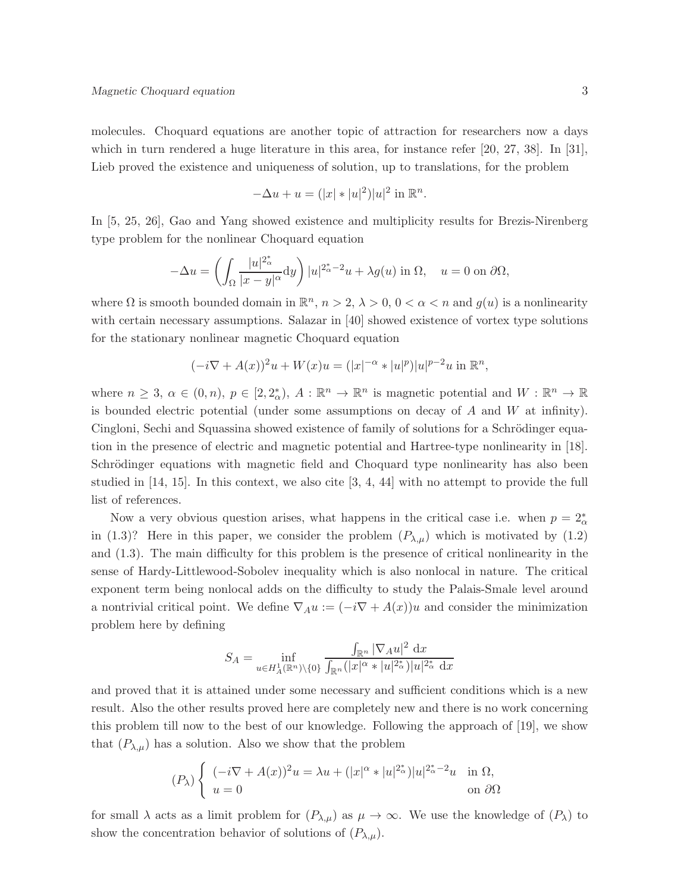molecules. Choquard equations are another topic of attraction for researchers now a days which in turn rendered a huge literature in this area, for instance refer [20, 27, 38]. In [31], Lieb proved the existence and uniqueness of solution, up to translations, for the problem

$$-\Delta u + u = (|x| * |u|^2)|u|^2 \text{ in } \mathbb{R}^n.$$

In [5, 25, 26], Gao and Yang showed existence and multiplicity results for Brezis-Nirenberg type problem for the nonlinear Choquard equation

$$-\Delta u = \left( \int_\Omega \frac{|u|^{2^*_\alpha}}{|x-y|^\alpha} \mathrm{d}y \right) |u|^{2^*_\alpha - 2} u + \lambda g(u) \text{ in } \Omega, \quad u = 0 \text{ on } \partial\Omega,$$

where $\Omega$ is smooth bounded domain in $\mathbb{R}^n$, $n > 2$, $\lambda > 0$, $0 < \alpha < n$ and $g(u)$ is a nonlinearity with certain necessary assumptions. Salazar in [40] showed existence of vortex type solutions for the stationary nonlinear magnetic Choquard equation

$$(-i\nabla + A(x))^2 u + W(x) u = (|x|^{-\alpha} * |u|^p)|u|^{p-2} u \text{ in } \mathbb{R}^n,$$

where $n \geq 3$, $\alpha \in (0, n)$, $p \in [2, 2^*_\alpha)$, $A : \mathbb{R}^n \to \mathbb{R}^n$ is magnetic potential and $W : \mathbb{R}^n \to \mathbb{R}$ is bounded electric potential (under some assumptions on decay of $A$ and $W$ at infinity). Cingloni, Sechi and Squassina showed existence of family of solutions for a Schrödinger equation in the presence of electric and magnetic potential and Hartree-type nonlinearity in [18]. Schrödinger equations with magnetic field and Choquard type nonlinearity has also been studied in [14, 15]. In this context, we also cite [3, 4, 44] with no attempt to provide the full list of references.

Now a very obvious question arises, what happens in the critical case i.e. when $p = 2^*_\alpha$ in (1.3)? Here in this paper, we consider the problem $(P_{\lambda,\mu})$ which is motivated by (1.2) and (1.3). The main difficulty for this problem is the presence of critical nonlinearity in the sense of Hardy-Littlewood-Sobolev inequality which is also nonlocal in nature. The critical exponent term being nonlocal adds on the difficulty to study the Palais-Smale level around a nontrivial critical point. We define $\nabla_A u := (-i\nabla + A(x))u$ and consider the minimization problem here by defining

$$S_A = \inf_{u \in H^1_A(\mathbb{R}^n) \setminus \{0\}} \frac{\int_{\mathbb{R}^n} |\nabla_A u|^2 \, \mathrm{d}x}{\int_{\mathbb{R}^n} (|x|^\alpha * |u|^{2^*_\alpha})|u|^{2^*_\alpha} \, \mathrm{d}x}$$

and proved that it is attained under some necessary and sufficient conditions which is a new result. Also the other results proved here are completely new and there is no work concerning this problem till now to the best of our knowledge. Following the approach of [19], we show that $(P_{\lambda,\mu})$ has a solution. Also we show that the problem

$$(P_\lambda) \begin{cases} (-i\nabla + A(x))^2 u = \lambda u + (|x|^\alpha * |u|^{2^*_\alpha})|u|^{2^*_\alpha - 2} u & \text{in } \Omega, \\ u = 0 & \text{on } \partial\Omega \end{cases}$$

for small $\lambda$ acts as a limit problem for $(P_{\lambda,\mu})$ as $\mu \to \infty$. We use the knowledge of $(P_\lambda)$ to show the concentration behavior of solutions of $(P_{\lambda,\mu})$.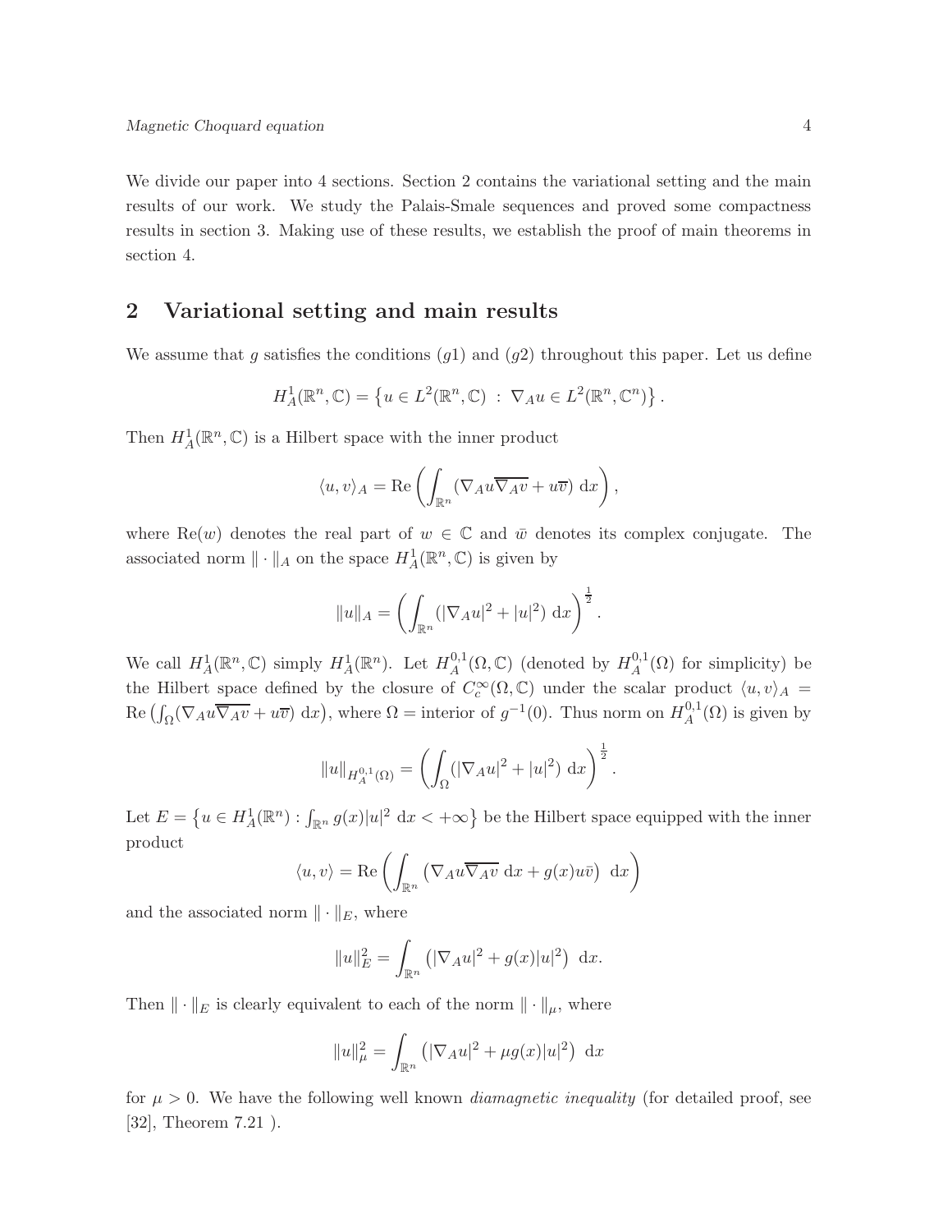We divide our paper into 4 sections. Section 2 contains the variational setting and the main results of our work. We study the Palais-Smale sequences and proved some compactness results in section 3. Making use of these results, we establish the proof of main theorems in section 4.

## 2 Variational setting and main results

We assume that $g$ satisfies the conditions $(g1)$ and $(g2)$ throughout this paper. Let us define

$$H^1_A(\mathbb{R}^n, \mathbb{C}) = \left\{ u \in L^2(\mathbb{R}^n, \mathbb{C}) \ : \ \nabla_A u \in L^2(\mathbb{R}^n, \mathbb{C}^n) \right\}.$$

Then $H^1_A(\mathbb{R}^n, \mathbb{C})$ is a Hilbert space with the inner product

$$\langle u, v \rangle_A = \mathrm{Re} \left( \int_{\mathbb{R}^n} (\nabla_A u \overline{\nabla_A v} + u\overline{v}) \ \mathrm{d}x \right),$$

where $\mathrm{Re}(w)$ denotes the real part of $w \in \mathbb{C}$ and $\bar{w}$ denotes its complex conjugate. The associated norm $\| \cdot \|_A$ on the space $H^1_A(\mathbb{R}^n, \mathbb{C})$ is given by

$$\|u\|_A = \left( \int_{\mathbb{R}^n} (|\nabla_A u|^2 + |u|^2) \ \mathrm{d}x \right)^{\frac{1}{2}}.$$

We call $H^1_A(\mathbb{R}^n, \mathbb{C})$ simply $H^1_A(\mathbb{R}^n)$. Let $H^{0,1}_A(\Omega, \mathbb{C})$ (denoted by $H^{0,1}_A(\Omega)$ for simplicity) be the Hilbert space defined by the closure of $C^\infty_c(\Omega, \mathbb{C})$ under the scalar product $\langle u, v \rangle_A = \mathrm{Re} \left( \int_\Omega (\nabla_A u \overline{\nabla_A v} + u\overline{v}) \ \mathrm{d}x \right)$, where $\Omega =$ interior of $g^{-1}(0)$. Thus norm on $H^{0,1}_A(\Omega)$ is given by

$$\|u\|_{H^{0,1}_A(\Omega)} = \left( \int_\Omega (|\nabla_A u|^2 + |u|^2) \ \mathrm{d}x \right)^{\frac{1}{2}}.$$

Let $E = \left\{ u \in H^1_A(\mathbb{R}^n) : \int_{\mathbb{R}^n} g(x)|u|^2 \ \mathrm{d}x < +\infty \right\}$ be the Hilbert space equipped with the inner product

$$\langle u, v \rangle = \mathrm{Re} \left( \int_{\mathbb{R}^n} \left( \nabla_A u \overline{\nabla_A v} \ \mathrm{d}x + g(x) u \bar{v} \right) \ \mathrm{d}x \right)$$

and the associated norm $\| \cdot \|_E$, where

$$\|u\|^2_E = \int_{\mathbb{R}^n} \left( |\nabla_A u|^2 + g(x)|u|^2 \right) \ \mathrm{d}x.$$

Then $\| \cdot \|_E$ is clearly equivalent to each of the norm $\| \cdot \|_\mu$, where

$$\|u\|^2_\mu = \int_{\mathbb{R}^n} \left( |\nabla_A u|^2 + \mu g(x)|u|^2 \right) \ \mathrm{d}x$$

for $\mu > 0$. We have the following well known *diamagnetic inequality* (for detailed proof, see [32], Theorem 7.21 ).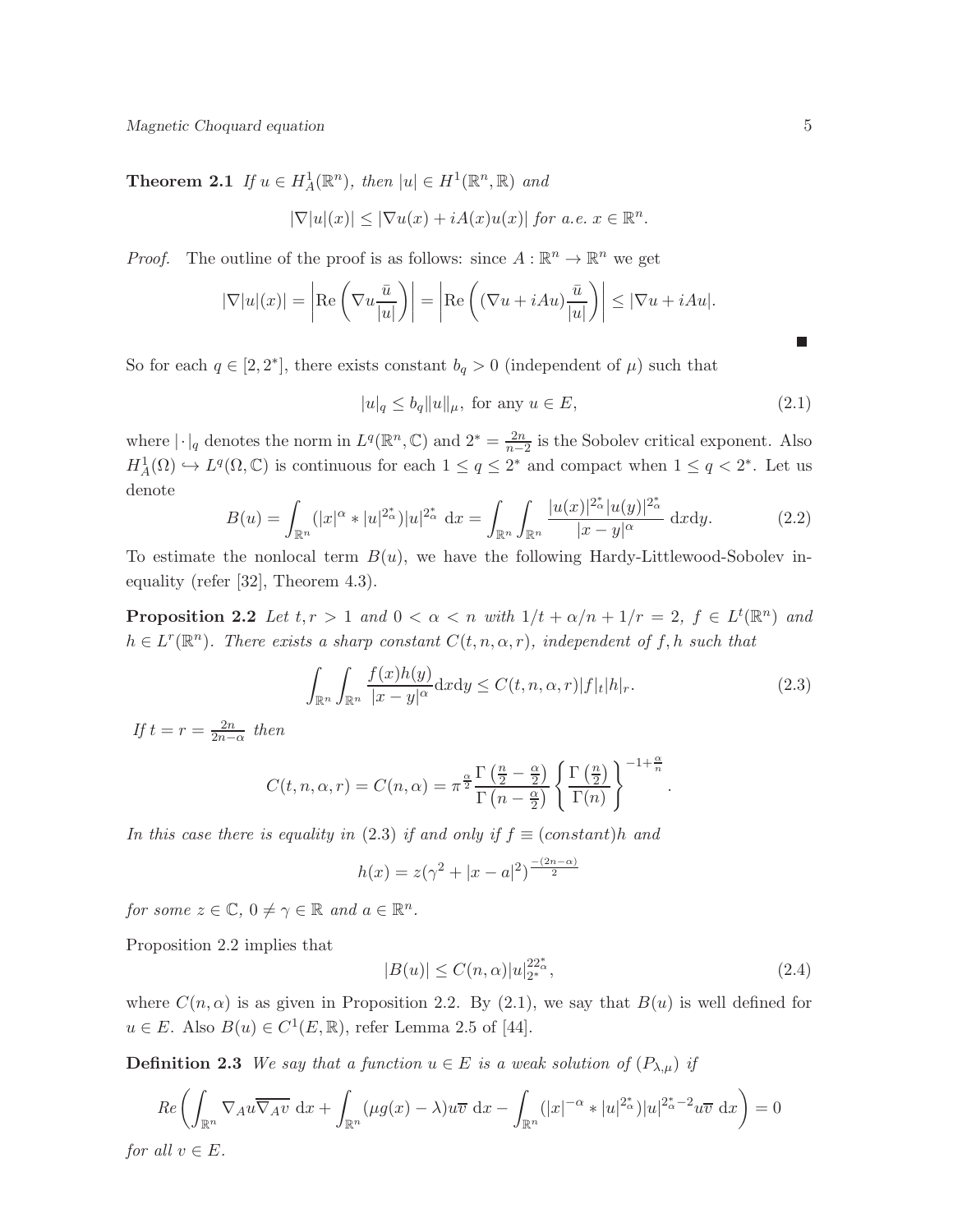**Theorem 2.1** *If $u \in H^1_A(\mathbb{R}^n)$, then $|u| \in H^1(\mathbb{R}^n, \mathbb{R})$ and*

$$|\nabla |u|(x)| \leq |\nabla u(x) + iA(x)u(x)| \text{ for a.e. } x \in \mathbb{R}^n.$$

*Proof.* The outline of the proof is as follows: since $A : \mathbb{R}^n \to \mathbb{R}^n$ we get

$$|\nabla |u|(x)| = \left|\mathrm{Re}\left(\nabla u \frac{\bar{u}}{|u|}\right)\right| = \left|\mathrm{Re}\left((\nabla u + iAu)\frac{\bar{u}}{|u|}\right)\right| \leq |\nabla u + iAu|.$$

■

So for each $q \in [2, 2^*]$, there exists constant $b_q > 0$ (independent of $\mu$) such that

$$|u|_q \leq b_q \|u\|_\mu, \text{ for any } u \in E, \tag{2.1}$$

where $|\cdot|_q$ denotes the norm in $L^q(\mathbb{R}^n, \mathbb{C})$ and $2^* = \frac{2n}{n-2}$ is the Sobolev critical exponent. Also $H^1_A(\Omega) \hookrightarrow L^q(\Omega, \mathbb{C})$ is continuous for each $1 \leq q \leq 2^*$ and compact when $1 \leq q < 2^*$. Let us denote

$$B(u) = \int_{\mathbb{R}^n} (|x|^\alpha * |u|^{2^*_\alpha})|u|^{2^*_\alpha} \, \mathrm{d}x = \int_{\mathbb{R}^n}\int_{\mathbb{R}^n} \frac{|u(x)|^{2^*_\alpha}|u(y)|^{2^*_\alpha}}{|x-y|^\alpha} \, \mathrm{d}x\mathrm{d}y. \tag{2.2}$$

To estimate the nonlocal term $B(u)$, we have the following Hardy-Littlewood-Sobolev inequality (refer [32], Theorem 4.3).

**Proposition 2.2** *Let $t, r > 1$ and $0 < \alpha < n$ with $1/t + \alpha/n + 1/r = 2$, $f \in L^t(\mathbb{R}^n)$ and $h \in L^r(\mathbb{R}^n)$. There exists a sharp constant $C(t, n, \alpha, r)$, independent of $f, h$ such that*

$$\int_{\mathbb{R}^n}\int_{\mathbb{R}^n} \frac{f(x)h(y)}{|x-y|^\alpha} \mathrm{d}x\mathrm{d}y \leq C(t, n, \alpha, r)|f|_t |h|_r. \tag{2.3}$$

*If $t = r = \frac{2n}{2n-\alpha}$ then*

$$C(t, n, \alpha, r) = C(n, \alpha) = \pi^{\frac{\alpha}{2}} \frac{\Gamma\left(\frac{n}{2} - \frac{\alpha}{2}\right)}{\Gamma\left(n - \frac{\alpha}{2}\right)} \left\{\frac{\Gamma\left(\frac{n}{2}\right)}{\Gamma(n)}\right\}^{-1+\frac{\alpha}{n}}.$$

*In this case there is equality in* (2.3) *if and only if $f \equiv (constant)h$ and*

$$h(x) = z(\gamma^2 + |x-a|^2)^{\frac{-(2n-\alpha)}{2}}$$

*for some $z \in \mathbb{C}$, $0 \neq \gamma \in \mathbb{R}$ and $a \in \mathbb{R}^n$.*

Proposition 2.2 implies that

$$|B(u)| \leq C(n, \alpha)|u|_{2^*}^{22^*_\alpha}, \tag{2.4}$$

where $C(n, \alpha)$ is as given in Proposition 2.2. By (2.1), we say that $B(u)$ is well defined for $u \in E$. Also $B(u) \in C^1(E, \mathbb{R})$, refer Lemma 2.5 of [44].

**Definition 2.3** *We say that a function $u \in E$ is a weak solution of $(P_{\lambda,\mu})$ if*

$$Re\left(\int_{\mathbb{R}^n} \nabla_A u \overline{\nabla_A v} \, \mathrm{d}x + \int_{\mathbb{R}^n} (\mu g(x) - \lambda)u\overline{v} \, \mathrm{d}x - \int_{\mathbb{R}^n} (|x|^{-\alpha} * |u|^{2^*_\alpha})|u|^{2^*_\alpha - 2}u\overline{v} \, \mathrm{d}x\right) = 0$$

*for all $v \in E$.*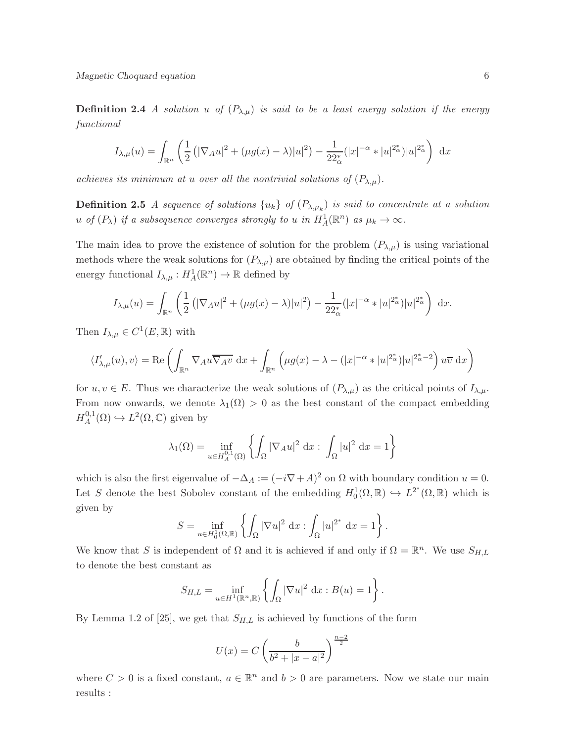**Definition 2.4** *A solution $u$ of $(P_{\lambda,\mu})$ is said to be a least energy solution if the energy functional*

$$I_{\lambda,\mu}(u) = \int_{\mathbb{R}^n} \left( \frac{1}{2}\left(|\nabla_A u|^2 + (\mu g(x) - \lambda)|u|^2\right) - \frac{1}{22^*_\alpha}(|x|^{-\alpha} * |u|^{2^*_\alpha})|u|^{2^*_\alpha} \right) \, \mathrm{d}x$$

*achieves its minimum at $u$ over all the nontrivial solutions of $(P_{\lambda,\mu})$.*

**Definition 2.5** *A sequence of solutions $\{u_k\}$ of $(P_{\lambda,\mu_k})$ is said to concentrate at a solution $u$ of $(P_\lambda)$ if a subsequence converges strongly to $u$ in $H^1_A(\mathbb{R}^n)$ as $\mu_k \to \infty$.*

The main idea to prove the existence of solution for the problem $(P_{\lambda,\mu})$ is using variational methods where the weak solutions for $(P_{\lambda,\mu})$ are obtained by finding the critical points of the energy functional $I_{\lambda,\mu} : H^1_A(\mathbb{R}^n) \to \mathbb{R}$ defined by

$$I_{\lambda,\mu}(u) = \int_{\mathbb{R}^n} \left( \frac{1}{2}\left(|\nabla_A u|^2 + (\mu g(x) - \lambda)|u|^2\right) - \frac{1}{22^*_\alpha}(|x|^{-\alpha} * |u|^{2^*_\alpha})|u|^{2^*_\alpha} \right) \, \mathrm{d}x.$$

Then $I_{\lambda,\mu} \in C^1(E, \mathbb{R})$ with

$$\langle I'_{\lambda,\mu}(u), v\rangle = \mathrm{Re}\left( \int_{\mathbb{R}^n} \nabla_A u \overline{\nabla_A v} \, \mathrm{d}x + \int_{\mathbb{R}^n} \left( \mu g(x) - \lambda - (|x|^{-\alpha} * |u|^{2^*_\alpha})|u|^{2^*_\alpha - 2} \right) u\overline{v} \, \mathrm{d}x \right)$$

for $u, v \in E$. Thus we characterize the weak solutions of $(P_{\lambda,\mu})$ as the critical points of $I_{\lambda,\mu}$. From now onwards, we denote $\lambda_1(\Omega) > 0$ as the best constant of the compact embedding $H^{0,1}_A(\Omega) \hookrightarrow L^2(\Omega, \mathbb{C})$ given by

$$\lambda_1(\Omega) = \inf_{u \in H^{0,1}_A(\Omega)} \left\{ \int_\Omega |\nabla_A u|^2 \, \mathrm{d}x : \int_\Omega |u|^2 \, \mathrm{d}x = 1 \right\}$$

which is also the first eigenvalue of $-\Delta_A := (-i\nabla + A)^2$ on $\Omega$ with boundary condition $u = 0$. Let $S$ denote the best Sobolev constant of the embedding $H^1_0(\Omega, \mathbb{R}) \hookrightarrow L^{2^*}(\Omega, \mathbb{R})$ which is given by

$$S = \inf_{u \in H^1_0(\Omega, \mathbb{R})} \left\{ \int_\Omega |\nabla u|^2 \, \mathrm{d}x : \int_\Omega |u|^{2^*} \, \mathrm{d}x = 1 \right\}.$$

We know that $S$ is independent of $\Omega$ and it is achieved if and only if $\Omega = \mathbb{R}^n$. We use $S_{H,L}$ to denote the best constant as

$$S_{H,L} = \inf_{u \in H^1(\mathbb{R}^n, \mathbb{R})} \left\{ \int_\Omega |\nabla u|^2 \, \mathrm{d}x : B(u) = 1 \right\}.$$

By Lemma 1.2 of [25], we get that $S_{H,L}$ is achieved by functions of the form

$$U(x) = C\left( \frac{b}{b^2 + |x-a|^2} \right)^{\frac{n-2}{2}}$$

where $C > 0$ is a fixed constant, $a \in \mathbb{R}^n$ and $b > 0$ are parameters. Now we state our main results :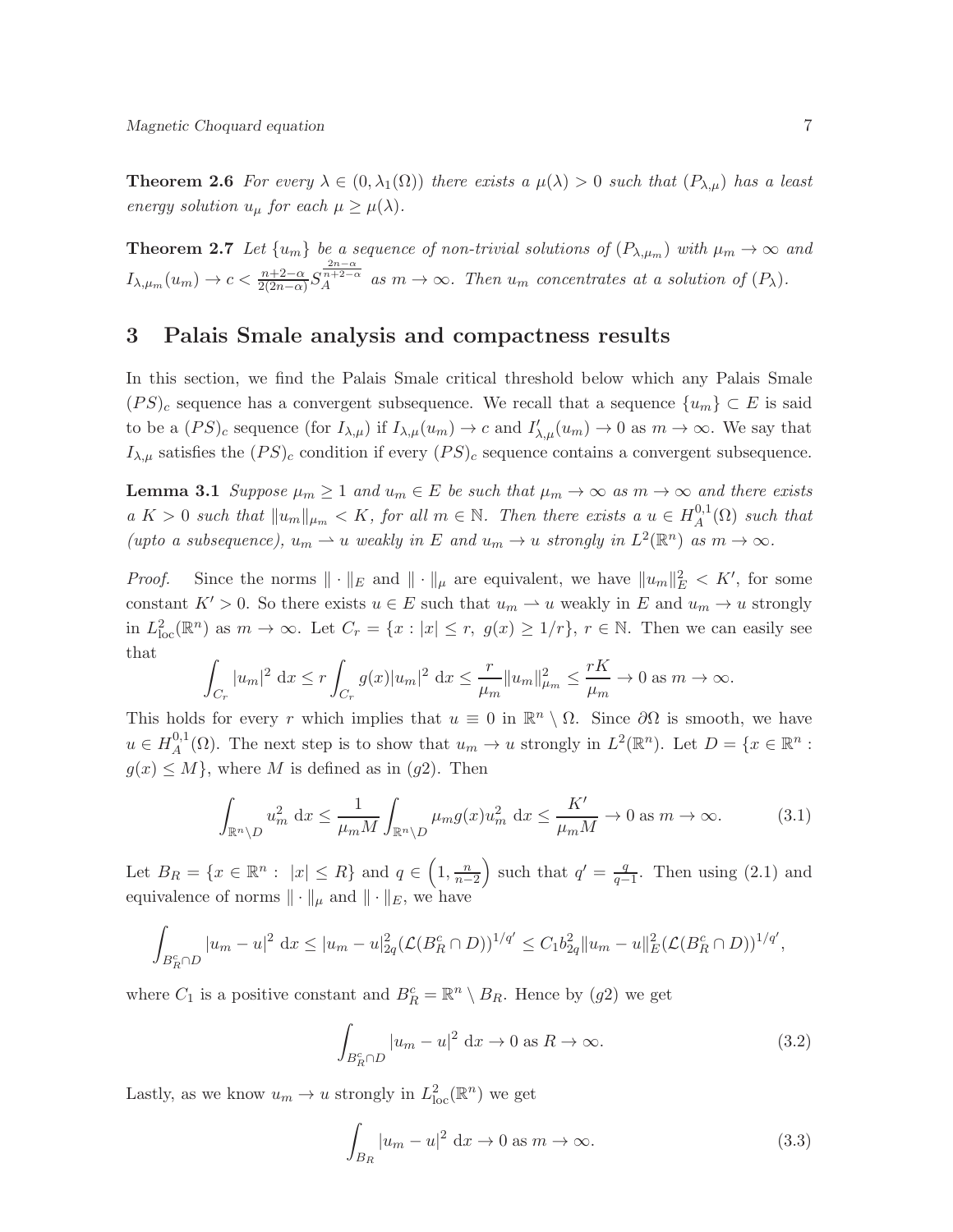**Theorem 2.6** *For every $\lambda \in (0, \lambda_1(\Omega))$ there exists a $\mu(\lambda) > 0$ such that $(P_{\lambda,\mu})$ has a least energy solution $u_\mu$ for each $\mu \geq \mu(\lambda)$.*

**Theorem 2.7** *Let $\{u_m\}$ be a sequence of non-trivial solutions of $(P_{\lambda,\mu_m})$ with $\mu_m \to \infty$ and $I_{\lambda,\mu_m}(u_m) \to c < \frac{n+2-\alpha}{2(2n-\alpha)} S_A^{\frac{2n-\alpha}{n+2-\alpha}}$ as $m \to \infty$. Then $u_m$ concentrates at a solution of $(P_\lambda)$.*

## 3 Palais Smale analysis and compactness results

In this section, we find the Palais Smale critical threshold below which any Palais Smale $(PS)_c$ sequence has a convergent subsequence. We recall that a sequence $\{u_m\} \subset E$ is said to be a $(PS)_c$ sequence (for $I_{\lambda,\mu}$) if $I_{\lambda,\mu}(u_m) \to c$ and $I'_{\lambda,\mu}(u_m) \to 0$ as $m \to \infty$. We say that $I_{\lambda,\mu}$ satisfies the $(PS)_c$ condition if every $(PS)_c$ sequence contains a convergent subsequence.

**Lemma 3.1** *Suppose $\mu_m \geq 1$ and $u_m \in E$ be such that $\mu_m \to \infty$ as $m \to \infty$ and there exists a $K > 0$ such that $\|u_m\|_{\mu_m} < K$, for all $m \in \mathbb{N}$. Then there exists a $u \in H_A^{0,1}(\Omega)$ such that (upto a subsequence), $u_m \rightharpoonup u$ weakly in $E$ and $u_m \to u$ strongly in $L^2(\mathbb{R}^n)$ as $m \to \infty$.*

*Proof.* Since the norms $\|\cdot\|_E$ and $\|\cdot\|_\mu$ are equivalent, we have $\|u_m\|_E^2 < K'$, for some constant $K' > 0$. So there exists $u \in E$ such that $u_m \rightharpoonup u$ weakly in $E$ and $u_m \to u$ strongly in $L^2_{\text{loc}}(\mathbb{R}^n)$ as $m \to \infty$. Let $C_r = \{x : |x| \leq r,\ g(x) \geq 1/r\}$, $r \in \mathbb{N}$. Then we can easily see that

$$\int_{C_r} |u_m|^2 \, \mathrm{d}x \leq r \int_{C_r} g(x)|u_m|^2 \, \mathrm{d}x \leq \frac{r}{\mu_m} \|u_m\|_{\mu_m}^2 \leq \frac{rK}{\mu_m} \to 0 \text{ as } m \to \infty.$$

This holds for every $r$ which implies that $u \equiv 0$ in $\mathbb{R}^n \setminus \Omega$. Since $\partial\Omega$ is smooth, we have $u \in H_A^{0,1}(\Omega)$. The next step is to show that $u_m \to u$ strongly in $L^2(\mathbb{R}^n)$. Let $D = \{x \in \mathbb{R}^n : g(x) \leq M\}$, where $M$ is defined as in $(g2)$. Then

$$\int_{\mathbb{R}^n \setminus D} u_m^2 \, \mathrm{d}x \leq \frac{1}{\mu_m M} \int_{\mathbb{R}^n \setminus D} \mu_m g(x) u_m^2 \, \mathrm{d}x \leq \frac{K'}{\mu_m M} \to 0 \text{ as } m \to \infty. \tag{3.1}$$

Let $B_R = \{x \in \mathbb{R}^n : \ |x| \leq R\}$ and $q \in \left(1, \frac{n}{n-2}\right)$ such that $q' = \frac{q}{q-1}$. Then using (2.1) and equivalence of norms $\|\cdot\|_\mu$ and $\|\cdot\|_E$, we have

$$\int_{B_R^c \cap D} |u_m - u|^2 \, \mathrm{d}x \leq |u_m - u|_{2q}^2 (\mathcal{L}(B_R^c \cap D))^{1/q'} \leq C_1 b_{2q}^2 \|u_m - u\|_E^2 (\mathcal{L}(B_R^c \cap D))^{1/q'},$$

where $C_1$ is a positive constant and $B_R^c = \mathbb{R}^n \setminus B_R$. Hence by $(g2)$ we get

$$\int_{B_R^c \cap D} |u_m - u|^2 \, \mathrm{d}x \to 0 \text{ as } R \to \infty. \tag{3.2}$$

Lastly, as we know $u_m \to u$ strongly in $L^2_{\text{loc}}(\mathbb{R}^n)$ we get

$$\int_{B_R} |u_m - u|^2 \, \mathrm{d}x \to 0 \text{ as } m \to \infty. \tag{3.3}$$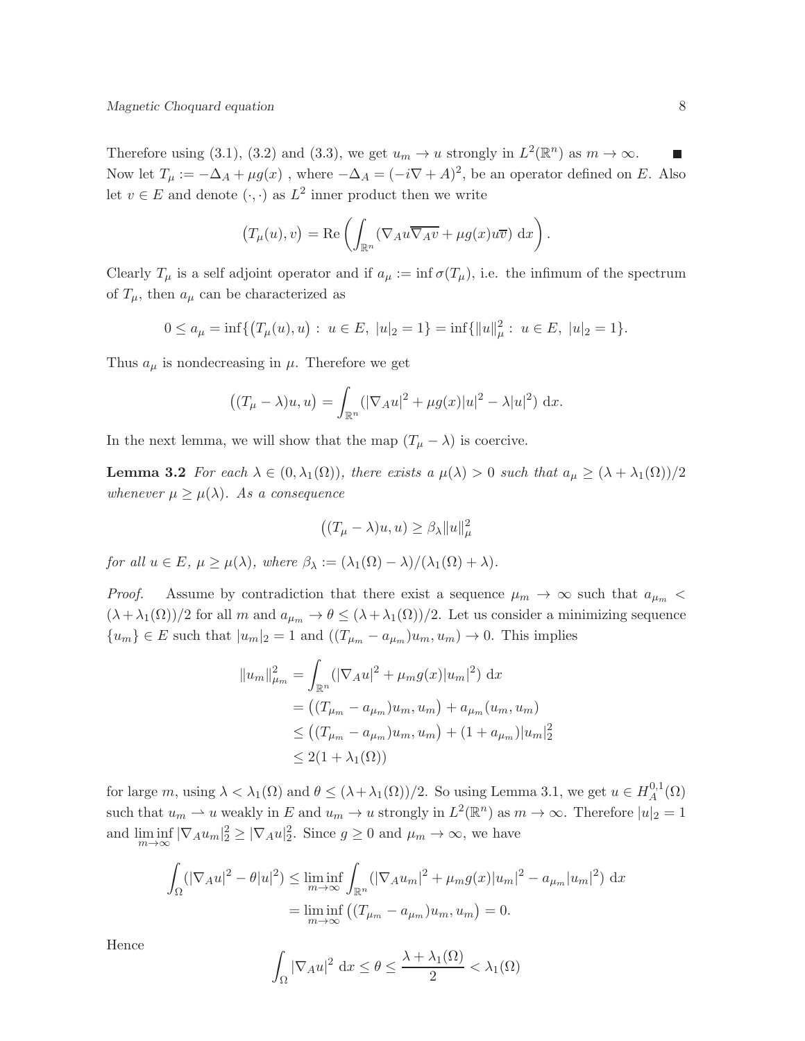Therefore using (3.1), (3.2) and (3.3), we get $u_m \to u$ strongly in $L^2(\mathbb{R}^n)$ as $m \to \infty$. ■

Now let $T_\mu := -\Delta_A + \mu g(x)$ , where $-\Delta_A = (-i\nabla + A)^2$, be an operator defined on $E$. Also let $v \in E$ and denote $(\cdot,\cdot)$ as $L^2$ inner product then we write

$$\big(T_\mu(u), v\big) = \mathrm{Re}\left(\int_{\mathbb{R}^n} (\nabla_A u \overline{\nabla_A v} + \mu g(x) u \overline{v}) \, \mathrm{d}x\right).$$

Clearly $T_\mu$ is a self adjoint operator and if $a_\mu := \inf \sigma(T_\mu)$, i.e. the infimum of the spectrum of $T_\mu$, then $a_\mu$ can be characterized as

$$0 \le a_\mu = \inf\{\big(T_\mu(u), u\big) : \ u \in E, \ |u|_2 = 1\} = \inf\{\|u\|_\mu^2 : \ u \in E, \ |u|_2 = 1\}.$$

Thus $a_\mu$ is nondecreasing in $\mu$. Therefore we get

$$\big((T_\mu - \lambda)u, u\big) = \int_{\mathbb{R}^n} (|\nabla_A u|^2 + \mu g(x)|u|^2 - \lambda |u|^2) \, \mathrm{d}x.$$

In the next lemma, we will show that the map $(T_\mu - \lambda)$ is coercive.

**Lemma 3.2** *For each $\lambda \in (0, \lambda_1(\Omega))$, there exists a $\mu(\lambda) > 0$ such that $a_\mu \ge (\lambda + \lambda_1(\Omega))/2$ whenever $\mu \ge \mu(\lambda)$. As a consequence*

$$\big((T_\mu - \lambda)u, u\big) \ge \beta_\lambda \|u\|_\mu^2$$

*for all $u \in E$, $\mu \ge \mu(\lambda)$, where $\beta_\lambda := (\lambda_1(\Omega) - \lambda)/(\lambda_1(\Omega) + \lambda)$.*

*Proof.* Assume by contradiction that there exist a sequence $\mu_m \to \infty$ such that $a_{\mu_m} < (\lambda + \lambda_1(\Omega))/2$ for all $m$ and $a_{\mu_m} \to \theta \le (\lambda + \lambda_1(\Omega))/2$. Let us consider a minimizing sequence $\{u_m\} \in E$ such that $|u_m|_2 = 1$ and $((T_{\mu_m} - a_{\mu_m})u_m, u_m) \to 0$. This implies

$$\begin{aligned}
\|u_m\|_{\mu_m}^2 &= \int_{\mathbb{R}^n} (|\nabla_A u|^2 + \mu_m g(x)|u_m|^2) \, \mathrm{d}x \\
&= \big((T_{\mu_m} - a_{\mu_m})u_m, u_m\big) + a_{\mu_m}(u_m, u_m) \\
&\le \big((T_{\mu_m} - a_{\mu_m})u_m, u_m\big) + (1 + a_{\mu_m})|u_m|_2^2 \\
&\le 2(1 + \lambda_1(\Omega))
\end{aligned}$$

for large $m$, using $\lambda < \lambda_1(\Omega)$ and $\theta \le (\lambda + \lambda_1(\Omega))/2$. So using Lemma 3.1, we get $u \in H_A^{0,1}(\Omega)$ such that $u_m \rightharpoonup u$ weakly in $E$ and $u_m \to u$ strongly in $L^2(\mathbb{R}^n)$ as $m \to \infty$. Therefore $|u|_2 = 1$ and $\liminf\limits_{m\to\infty} |\nabla_A u_m|_2^2 \ge |\nabla_A u|_2^2$. Since $g \ge 0$ and $\mu_m \to \infty$, we have

$$\begin{aligned}
\int_\Omega (|\nabla_A u|^2 - \theta |u|^2) &\le \liminf_{m\to\infty} \int_{\mathbb{R}^n} (|\nabla_A u_m|^2 + \mu_m g(x)|u_m|^2 - a_{\mu_m}|u_m|^2) \, \mathrm{d}x \\
&= \liminf_{m\to\infty} \big((T_{\mu_m} - a_{\mu_m})u_m, u_m\big) = 0.
\end{aligned}$$

Hence

$$\int_\Omega |\nabla_A u|^2 \, \mathrm{d}x \le \theta \le \frac{\lambda + \lambda_1(\Omega)}{2} < \lambda_1(\Omega)$$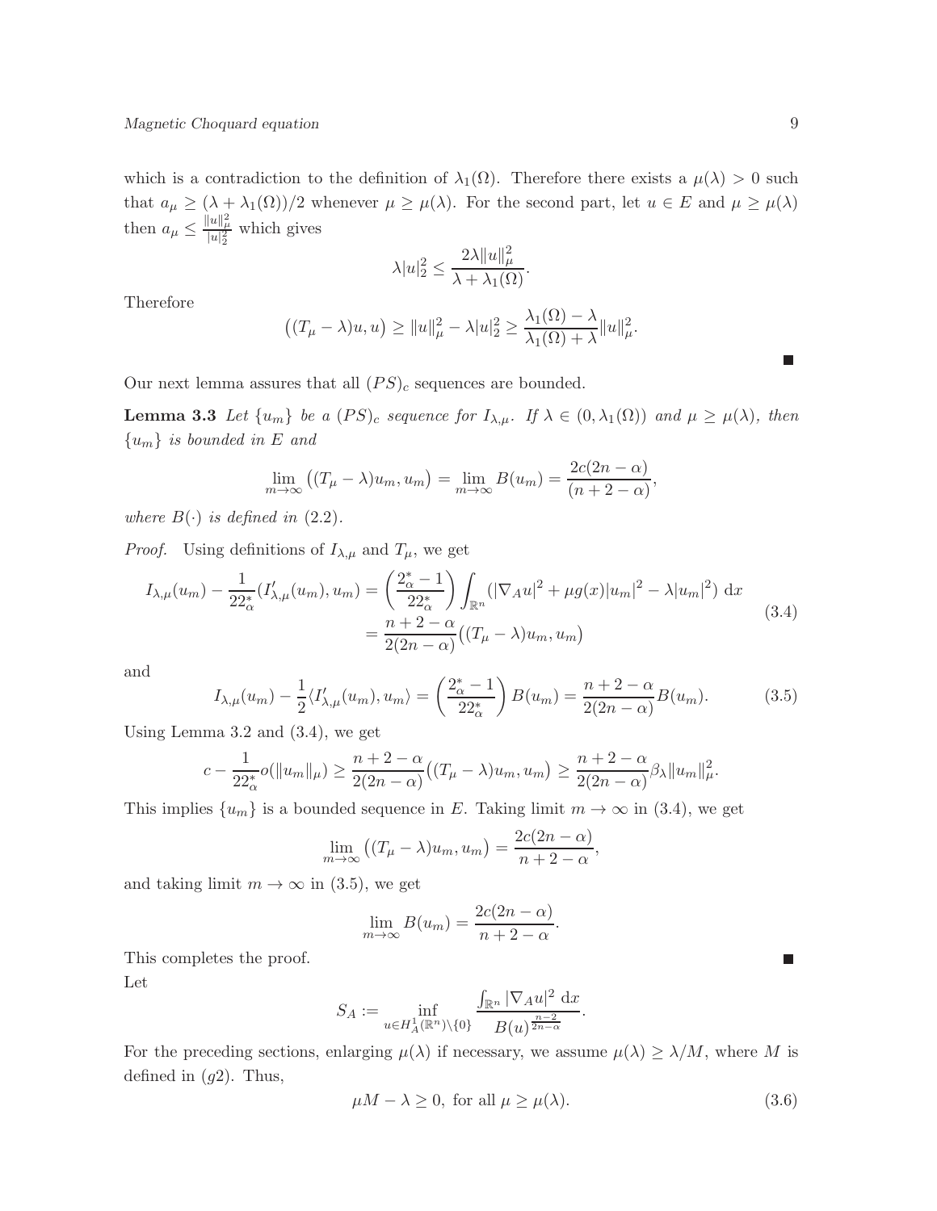which is a contradiction to the definition of $\lambda_1(\Omega)$. Therefore there exists a $\mu(\lambda) > 0$ such that $a_\mu \geq (\lambda + \lambda_1(\Omega))/2$ whenever $\mu \geq \mu(\lambda)$. For the second part, let $u \in E$ and $\mu \geq \mu(\lambda)$ then $a_\mu \leq \frac{\|u\|_\mu^2}{|u|_2^2}$ which gives

$$\lambda |u|_2^2 \leq \frac{2\lambda \|u\|_\mu^2}{\lambda + \lambda_1(\Omega)}.$$

Therefore

$$\big((T_\mu - \lambda)u, u\big) \geq \|u\|_\mu^2 - \lambda |u|_2^2 \geq \frac{\lambda_1(\Omega) - \lambda}{\lambda_1(\Omega) + \lambda} \|u\|_\mu^2.$$

■

Our next lemma assures that all $(PS)_c$ sequences are bounded.

**Lemma 3.3** *Let $\{u_m\}$ be a $(PS)_c$ sequence for $I_{\lambda,\mu}$. If $\lambda \in (0, \lambda_1(\Omega))$ and $\mu \geq \mu(\lambda)$, then $\{u_m\}$ is bounded in $E$ and*

$$\lim_{m\to\infty} \big((T_\mu - \lambda)u_m, u_m\big) = \lim_{m\to\infty} B(u_m) = \frac{2c(2n-\alpha)}{(n+2-\alpha)},$$

*where $B(\cdot)$ is defined in (2.2).*

*Proof.* Using definitions of $I_{\lambda,\mu}$ and $T_\mu$, we get

$$\begin{aligned} I_{\lambda,\mu}(u_m) - \frac{1}{22_\alpha^*}(I'_{\lambda,\mu}(u_m), u_m) &= \left(\frac{2_\alpha^* - 1}{22_\alpha^*}\right) \int_{\mathbb{R}^n} (|\nabla_A u|^2 + \mu g(x)|u_m|^2 - \lambda |u_m|^2)\ \mathrm{d}x \\ &= \frac{n+2-\alpha}{2(2n-\alpha)} \big((T_\mu - \lambda)u_m, u_m\big) \end{aligned} \tag{3.4}$$

and

$$I_{\lambda,\mu}(u_m) - \frac{1}{2}\langle I'_{\lambda,\mu}(u_m), u_m\rangle = \left(\frac{2_\alpha^* - 1}{22_\alpha^*}\right) B(u_m) = \frac{n+2-\alpha}{2(2n-\alpha)} B(u_m). \tag{3.5}$$

Using Lemma 3.2 and (3.4), we get

$$c - \frac{1}{22_\alpha^*} o(\|u_m\|_\mu) \geq \frac{n+2-\alpha}{2(2n-\alpha)} \big((T_\mu - \lambda)u_m, u_m\big) \geq \frac{n+2-\alpha}{2(2n-\alpha)} \beta_\lambda \|u_m\|_\mu^2.$$

This implies $\{u_m\}$ is a bounded sequence in $E$. Taking limit $m \to \infty$ in (3.4), we get

$$\lim_{m\to\infty} \big((T_\mu - \lambda)u_m, u_m\big) = \frac{2c(2n-\alpha)}{n+2-\alpha},$$

and taking limit $m \to \infty$ in (3.5), we get

$$\lim_{m\to\infty} B(u_m) = \frac{2c(2n-\alpha)}{n+2-\alpha}.$$

This completes the proof. ■

Let

$$S_A := \inf_{u \in H_A^1(\mathbb{R}^n)\setminus\{0\}} \frac{\int_{\mathbb{R}^n} |\nabla_A u|^2\ \mathrm{d}x}{B(u)^{\frac{n-2}{2n-\alpha}}}.$$

For the preceding sections, enlarging $\mu(\lambda)$ if necessary, we assume $\mu(\lambda) \geq \lambda/M$, where $M$ is defined in $(g2)$. Thus,

$$\mu M - \lambda \geq 0, \text{ for all } \mu \geq \mu(\lambda). \tag{3.6}$$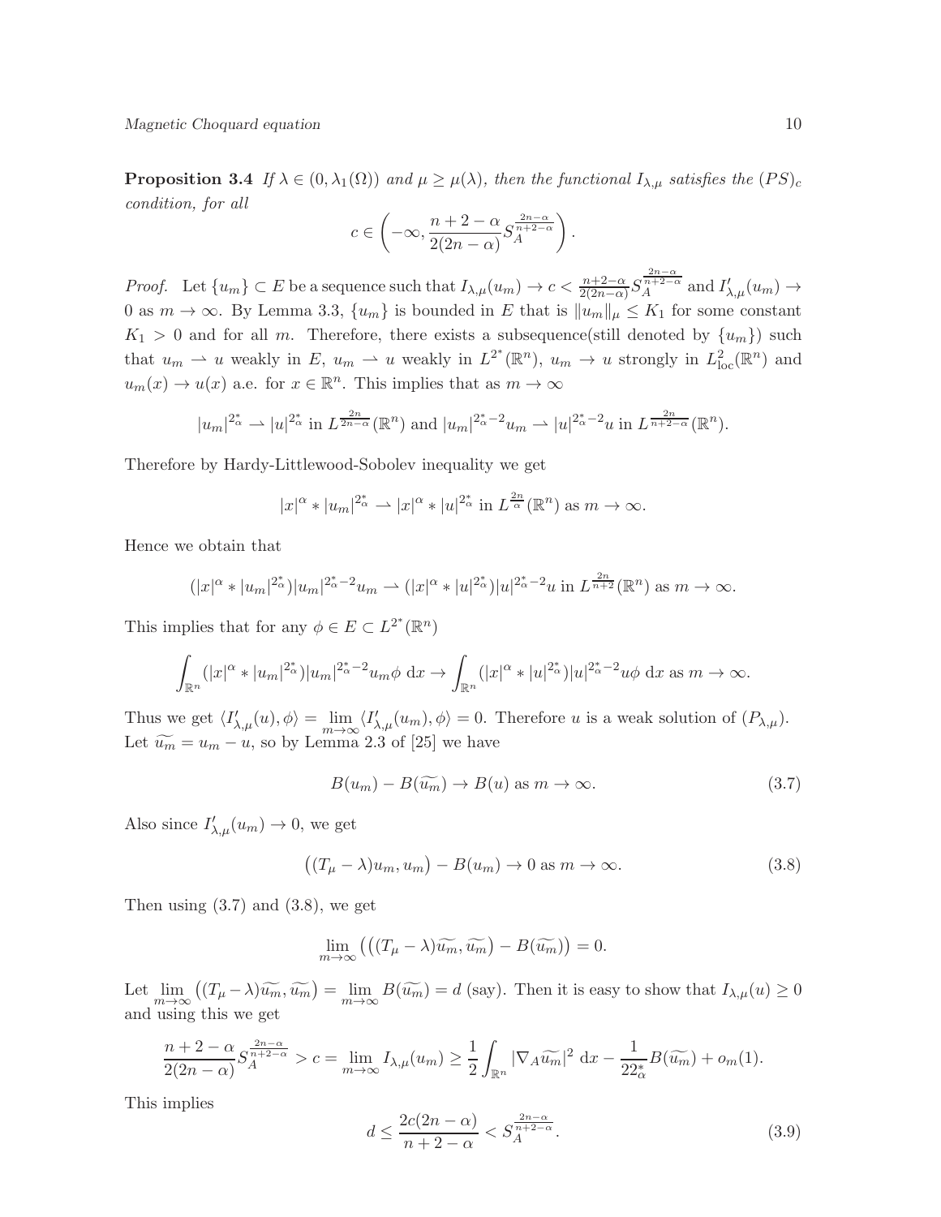**Proposition 3.4** *If $\lambda \in (0, \lambda_1(\Omega))$ and $\mu \geq \mu(\lambda)$, then the functional $I_{\lambda,\mu}$ satisfies the $(PS)_c$ condition, for all*

$$c \in \left(-\infty, \frac{n+2-\alpha}{2(2n-\alpha)} S_A^{\frac{2n-\alpha}{n+2-\alpha}}\right).$$

*Proof.* Let $\{u_m\} \subset E$ be a sequence such that $I_{\lambda,\mu}(u_m) \to c < \frac{n+2-\alpha}{2(2n-\alpha)} S_A^{\frac{2n-\alpha}{n+2-\alpha}}$ and $I'_{\lambda,\mu}(u_m) \to 0$ as $m \to \infty$. By Lemma 3.3, $\{u_m\}$ is bounded in $E$ that is $\|u_m\|_\mu \leq K_1$ for some constant $K_1 > 0$ and for all $m$. Therefore, there exists a subsequence(still denoted by $\{u_m\}$) such that $u_m \rightharpoonup u$ weakly in $E$, $u_m \rightharpoonup u$ weakly in $L^{2^*}(\mathbb{R}^n)$, $u_m \to u$ strongly in $L^2_{\mathrm{loc}}(\mathbb{R}^n)$ and $u_m(x) \to u(x)$ a.e. for $x \in \mathbb{R}^n$. This implies that as $m \to \infty$

$$|u_m|^{2^*_\alpha} \rightharpoonup |u|^{2^*_\alpha} \text{ in } L^{\frac{2n}{2n-\alpha}}(\mathbb{R}^n) \text{ and } |u_m|^{2^*_\alpha - 2} u_m \rightharpoonup |u|^{2^*_\alpha - 2} u \text{ in } L^{\frac{2n}{n+2-\alpha}}(\mathbb{R}^n).$$

Therefore by Hardy-Littlewood-Sobolev inequality we get

$$|x|^\alpha * |u_m|^{2^*_\alpha} \rightharpoonup |x|^\alpha * |u|^{2^*_\alpha} \text{ in } L^{\frac{2n}{\alpha}}(\mathbb{R}^n) \text{ as } m \to \infty.$$

Hence we obtain that

$$(|x|^\alpha * |u_m|^{2^*_\alpha})|u_m|^{2^*_\alpha - 2} u_m \rightharpoonup (|x|^\alpha * |u|^{2^*_\alpha})|u|^{2^*_\alpha - 2} u \text{ in } L^{\frac{2n}{n+2}}(\mathbb{R}^n) \text{ as } m \to \infty.$$

This implies that for any $\phi \in E \subset L^{2^*}(\mathbb{R}^n)$

$$\int_{\mathbb{R}^n} (|x|^\alpha * |u_m|^{2^*_\alpha})|u_m|^{2^*_\alpha - 2} u_m \phi \, \mathrm{d}x \to \int_{\mathbb{R}^n} (|x|^\alpha * |u|^{2^*_\alpha})|u|^{2^*_\alpha - 2} u \phi \, \mathrm{d}x \text{ as } m \to \infty.$$

Thus we get $\langle I'_{\lambda,\mu}(u), \phi \rangle = \lim\limits_{m \to \infty} \langle I'_{\lambda,\mu}(u_m), \phi \rangle = 0$. Therefore $u$ is a weak solution of $(P_{\lambda,\mu})$. Let $\widetilde{u_m} = u_m - u$, so by Lemma 2.3 of [25] we have

$$B(u_m) - B(\widetilde{u_m}) \to B(u) \text{ as } m \to \infty. \tag{3.7}$$

Also since $I'_{\lambda,\mu}(u_m) \to 0$, we get

$$\big((T_\mu - \lambda) u_m, u_m\big) - B(u_m) \to 0 \text{ as } m \to \infty. \tag{3.8}$$

Then using (3.7) and (3.8), we get

$$\lim_{m \to \infty} \big(\big((T_\mu - \lambda)\widetilde{u_m}, \widetilde{u_m}\big) - B(\widetilde{u_m})\big) = 0.$$

Let $\lim\limits_{m \to \infty} \big((T_\mu - \lambda)\widetilde{u_m}, \widetilde{u_m}\big) = \lim\limits_{m \to \infty} B(\widetilde{u_m}) = d$ (say). Then it is easy to show that $I_{\lambda,\mu}(u) \geq 0$ and using this we get

$$\frac{n+2-\alpha}{2(2n-\alpha)} S_A^{\frac{2n-\alpha}{n+2-\alpha}} > c = \lim_{m \to \infty} I_{\lambda,\mu}(u_m) \geq \frac{1}{2} \int_{\mathbb{R}^n} |\nabla_A \widetilde{u_m}|^2 \, \mathrm{d}x - \frac{1}{22^*_\alpha} B(\widetilde{u_m}) + o_m(1).$$

This implies

$$d \leq \frac{2c(2n-\alpha)}{n+2-\alpha} < S_A^{\frac{2n-\alpha}{n+2-\alpha}}. \tag{3.9}$$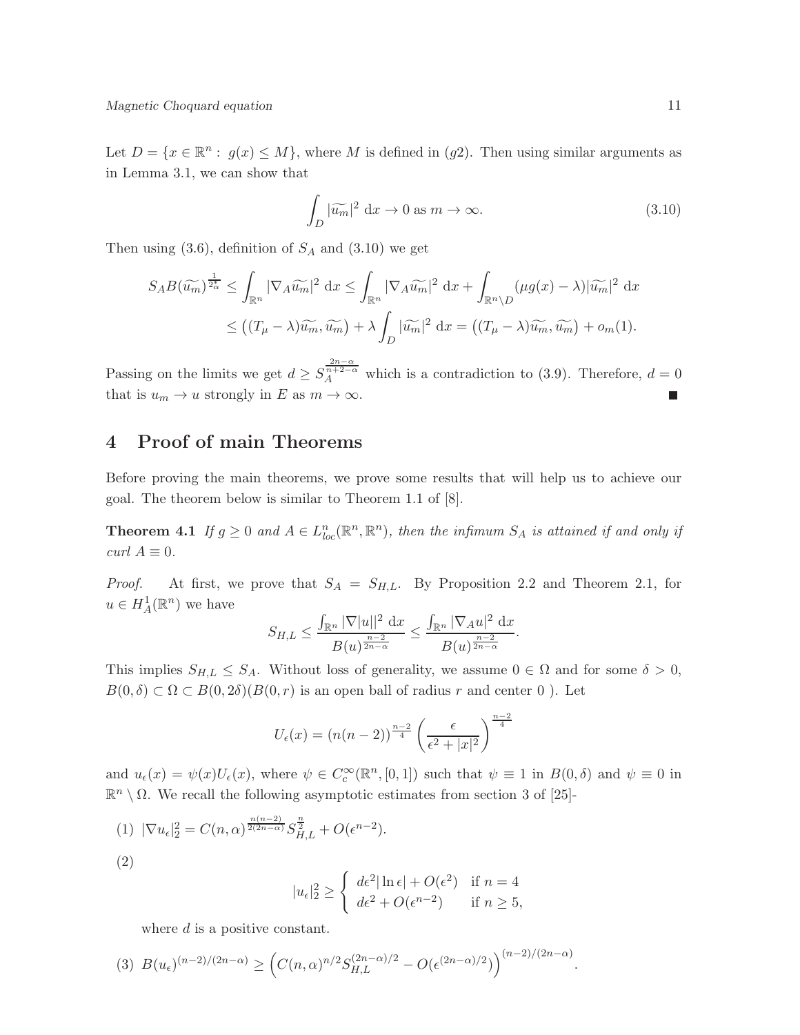Let $D = \{x \in \mathbb{R}^n : \ g(x) \leq M\}$, where $M$ is defined in $(g2)$. Then using similar arguments as in Lemma 3.1, we can show that

$$\int_D |\widetilde{u_m}|^2 \ \mathrm{d}x \to 0 \text{ as } m \to \infty. \tag{3.10}$$

Then using (3.6), definition of $S_A$ and (3.10) we get

$$\begin{aligned} S_A B(\widetilde{u_m})^{\frac{1}{2^*_\alpha}} &\leq \int_{\mathbb{R}^n} |\nabla_A \widetilde{u_m}|^2 \ \mathrm{d}x \leq \int_{\mathbb{R}^n} |\nabla_A \widetilde{u_m}|^2 \ \mathrm{d}x + \int_{\mathbb{R}^n \setminus D} (\mu g(x) - \lambda) |\widetilde{u_m}|^2 \ \mathrm{d}x \\ &\leq \left((T_\mu - \lambda)\widetilde{u_m}, \widetilde{u_m}\right) + \lambda \int_D |\widetilde{u_m}|^2 \ \mathrm{d}x = \left((T_\mu - \lambda)\widetilde{u_m}, \widetilde{u_m}\right) + o_m(1). \end{aligned}$$

Passing on the limits we get $d \geq S_A^{\frac{2n-\alpha}{n+2-\alpha}}$ which is a contradiction to (3.9). Therefore, $d = 0$ that is $u_m \to u$ strongly in $E$ as $m \to \infty$. ∎

## 4 Proof of main Theorems

Before proving the main theorems, we prove some results that will help us to achieve our goal. The theorem below is similar to Theorem 1.1 of [8].

**Theorem 4.1** *If $g \geq 0$ and $A \in L^n_{loc}(\mathbb{R}^n, \mathbb{R}^n)$, then the infimum $S_A$ is attained if and only if curl $A \equiv 0$.*

*Proof.* At first, we prove that $S_A = S_{H,L}$. By Proposition 2.2 and Theorem 2.1, for $u \in H^1_A(\mathbb{R}^n)$ we have

$$S_{H,L} \leq \frac{\int_{\mathbb{R}^n} |\nabla |u||^2 \ \mathrm{d}x}{B(u)^{\frac{n-2}{2n-\alpha}}} \leq \frac{\int_{\mathbb{R}^n} |\nabla_A u|^2 \ \mathrm{d}x}{B(u)^{\frac{n-2}{2n-\alpha}}}.$$

This implies $S_{H,L} \leq S_A$. Without loss of generality, we assume $0 \in \Omega$ and for some $\delta > 0$, $B(0,\delta) \subset \Omega \subset B(0, 2\delta)$($B(0,r)$ is an open ball of radius $r$ and center 0 ). Let

$$U_\epsilon(x) = (n(n-2))^{\frac{n-2}{4}} \left(\frac{\epsilon}{\epsilon^2 + |x|^2}\right)^{\frac{n-2}{4}}$$

and $u_\epsilon(x) = \psi(x) U_\epsilon(x)$, where $\psi \in C^\infty_c(\mathbb{R}^n, [0,1])$ such that $\psi \equiv 1$ in $B(0,\delta)$ and $\psi \equiv 0$ in $\mathbb{R}^n \setminus \Omega$. We recall the following asymptotic estimates from section 3 of [25]-

(1) $|\nabla u_\epsilon|_2^2 = C(n,\alpha)^{\frac{n(n-2)}{2(2n-\alpha)}} S_{H,L}^{\frac{n}{2}} + O(\epsilon^{n-2})$.

(2)
$$|u_\epsilon|_2^2 \geq \begin{cases} d\epsilon^2 |\ln \epsilon| + O(\epsilon^2) & \text{if } n = 4 \\ d\epsilon^2 + O(\epsilon^{n-2}) & \text{if } n \geq 5, \end{cases}$$

where $d$ is a positive constant.

(3) $B(u_\epsilon)^{(n-2)/(2n-\alpha)} \geq \left(C(n,\alpha)^{n/2} S_{H,L}^{(2n-\alpha)/2} - O(\epsilon^{(2n-\alpha)/2})\right)^{(n-2)/(2n-\alpha)}$.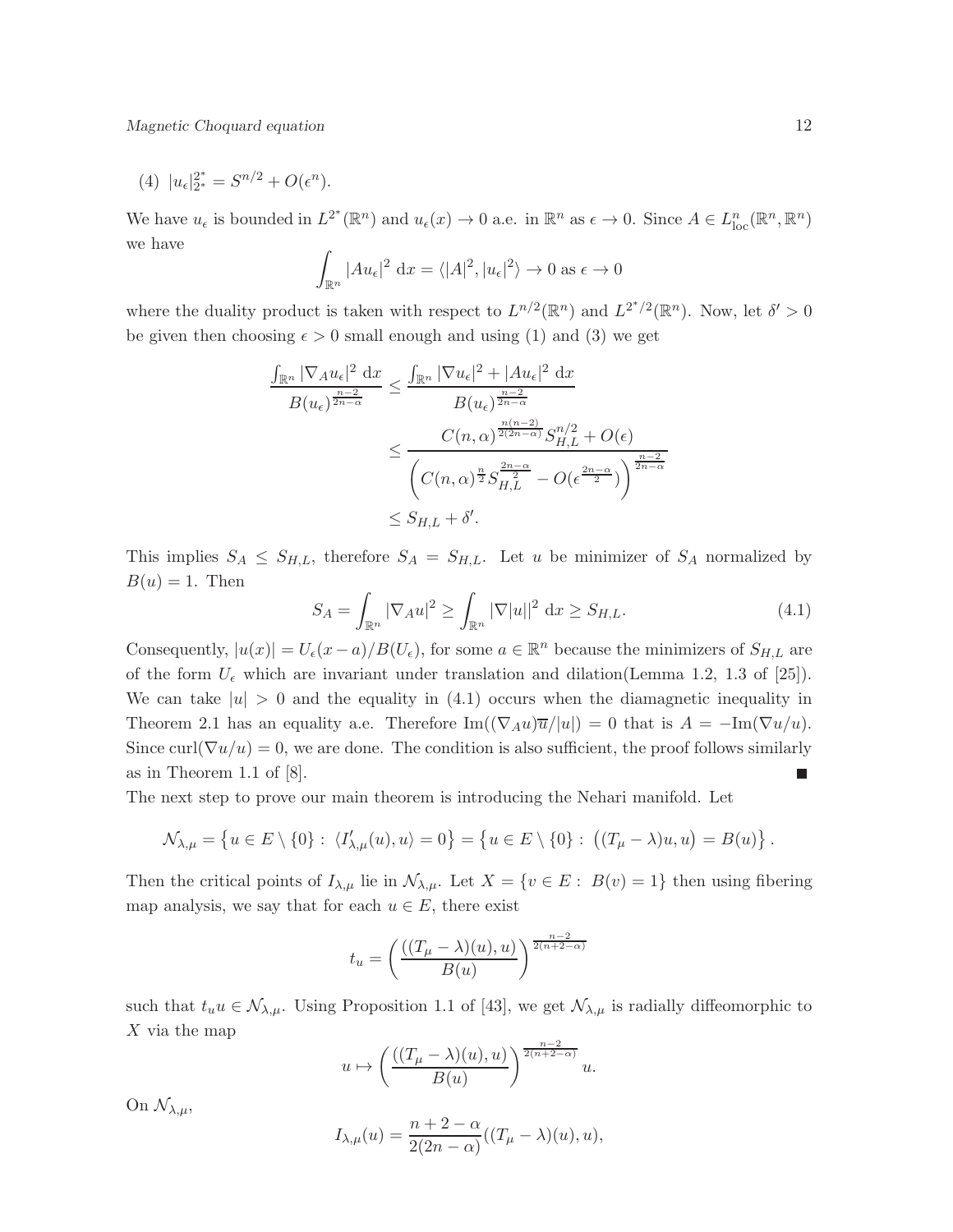(4) $|u_\epsilon|_{2^*}^{2^*} = S^{n/2} + O(\epsilon^n)$.

We have $u_\epsilon$ is bounded in $L^{2^*}(\mathbb{R}^n)$ and $u_\epsilon(x) \to 0$ a.e. in $\mathbb{R}^n$ as $\epsilon \to 0$. Since $A \in L^n_{\text{loc}}(\mathbb{R}^n, \mathbb{R}^n)$ we have

$$\int_{\mathbb{R}^n} |Au_\epsilon|^2 \, \mathrm{d}x = \langle |A|^2, |u_\epsilon|^2 \rangle \to 0 \text{ as } \epsilon \to 0$$

where the duality product is taken with respect to $L^{n/2}(\mathbb{R}^n)$ and $L^{2^*/2}(\mathbb{R}^n)$. Now, let $\delta' > 0$ be given then choosing $\epsilon > 0$ small enough and using (1) and (3) we get

$$\begin{aligned}
\frac{\int_{\mathbb{R}^n} |\nabla_A u_\epsilon|^2 \, \mathrm{d}x}{B(u_\epsilon)^{\frac{n-2}{2n-\alpha}}} &\leq \frac{\int_{\mathbb{R}^n} |\nabla u_\epsilon|^2 + |Au_\epsilon|^2 \, \mathrm{d}x}{B(u_\epsilon)^{\frac{n-2}{2n-\alpha}}} \\
&\leq \frac{C(n,\alpha)^{\frac{n(n-2)}{2(2n-\alpha)}} S_{H,L}^{n/2} + O(\epsilon)}{\left( C(n,\alpha)^{\frac{n}{2}} S_{H,L}^{\frac{2n-\alpha}{2}} - O(\epsilon^{\frac{2n-\alpha}{2}}) \right)^{\frac{n-2}{2n-\alpha}}} \\
&\leq S_{H,L} + \delta'.
\end{aligned}$$

This implies $S_A \leq S_{H,L}$, therefore $S_A = S_{H,L}$. Let $u$ be minimizer of $S_A$ normalized by $B(u) = 1$. Then

$$S_A = \int_{\mathbb{R}^n} |\nabla_A u|^2 \geq \int_{\mathbb{R}^n} |\nabla |u||^2 \, \mathrm{d}x \geq S_{H,L}. \tag{4.1}$$

Consequently, $|u(x)| = U_\epsilon(x-a)/B(U_\epsilon)$, for some $a \in \mathbb{R}^n$ because the minimizers of $S_{H,L}$ are of the form $U_\epsilon$ which are invariant under translation and dilation(Lemma 1.2, 1.3 of [25]). We can take $|u| > 0$ and the equality in (4.1) occurs when the diamagnetic inequality in Theorem 2.1 has an equality a.e. Therefore $\text{Im}((\nabla_A u)\overline{u}/|u|) = 0$ that is $A = -\text{Im}(\nabla u/u)$. Since $\text{curl}(\nabla u/u) = 0$, we are done. The condition is also sufficient, the proof follows similarly as in Theorem 1.1 of [8]. ∎

The next step to prove our main theorem is introducing the Nehari manifold. Let

$$\mathcal{N}_{\lambda,\mu} = \left\{ u \in E \setminus \{0\} : \langle I'_{\lambda,\mu}(u), u \rangle = 0 \right\} = \left\{ u \in E \setminus \{0\} : \big( (T_\mu - \lambda)u, u \big) = B(u) \right\}.$$

Then the critical points of $I_{\lambda,\mu}$ lie in $\mathcal{N}_{\lambda,\mu}$. Let $X = \{v \in E : B(v) = 1\}$ then using fibering map analysis, we say that for each $u \in E$, there exist

$$t_u = \left( \frac{((T_\mu - \lambda)(u), u)}{B(u)} \right)^{\frac{n-2}{2(n+2-\alpha)}}$$

such that $t_u u \in \mathcal{N}_{\lambda,\mu}$. Using Proposition 1.1 of [43], we get $\mathcal{N}_{\lambda,\mu}$ is radially diffeomorphic to $X$ via the map

$$u \mapsto \left( \frac{((T_\mu - \lambda)(u), u)}{B(u)} \right)^{\frac{n-2}{2(n+2-\alpha)}} u.$$

On $\mathcal{N}_{\lambda,\mu}$,

$$I_{\lambda,\mu}(u) = \frac{n+2-\alpha}{2(2n-\alpha)} ((T_\mu - \lambda)(u), u),$$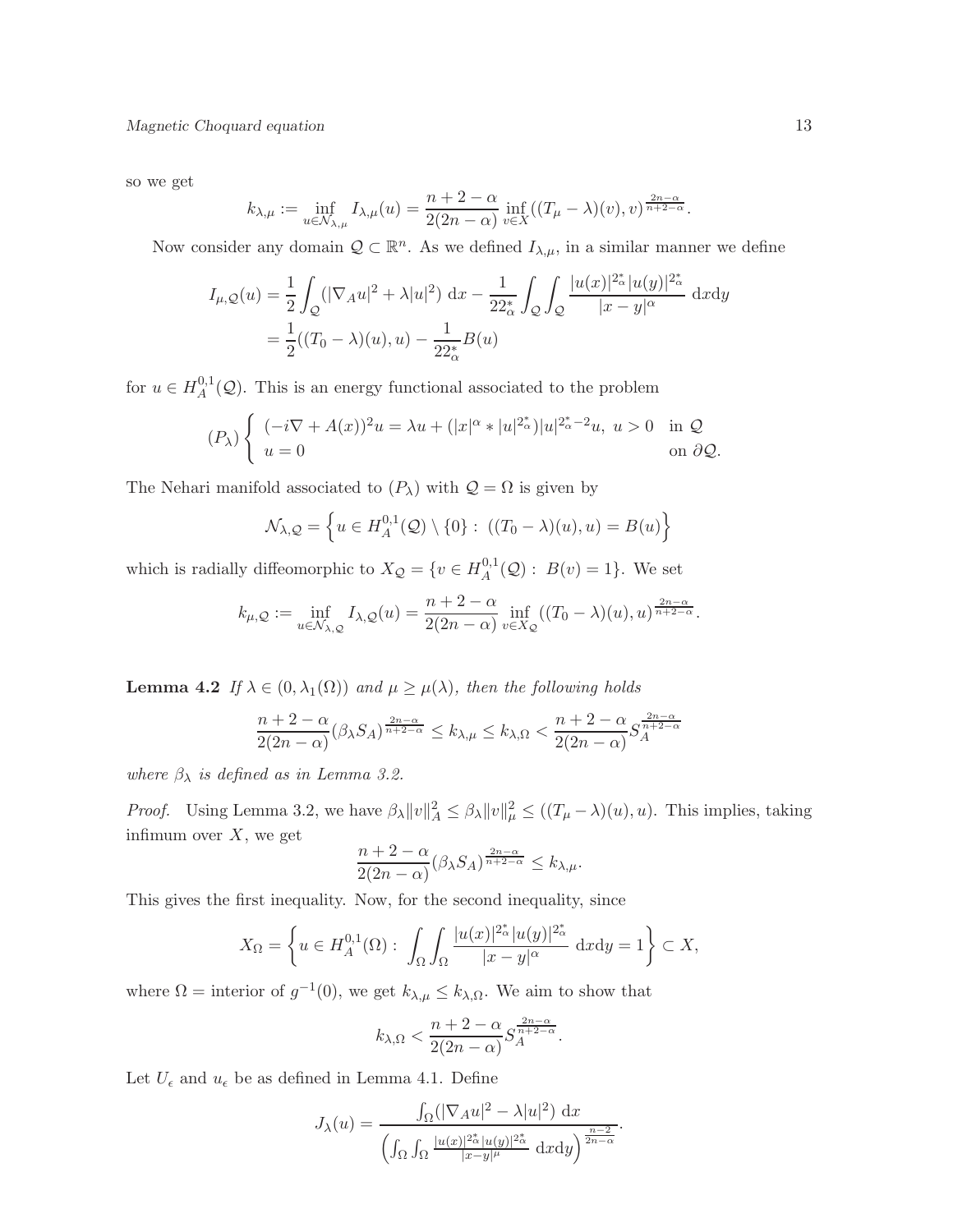so we get

$$k_{\lambda,\mu} := \inf_{u \in \mathcal{N}_{\lambda,\mu}} I_{\lambda,\mu}(u) = \frac{n+2-\alpha}{2(2n-\alpha)} \inf_{v \in X} ((T_\mu - \lambda)(v), v)^{\frac{2n-\alpha}{n+2-\alpha}}.$$

Now consider any domain $\mathcal{Q} \subset \mathbb{R}^n$. As we defined $I_{\lambda,\mu}$, in a similar manner we define

$$\begin{aligned} I_{\mu,\mathcal{Q}}(u) &= \frac{1}{2}\int_{\mathcal{Q}} (|\nabla_A u|^2 + \lambda |u|^2)\ \mathrm{d}x - \frac{1}{22^*_\alpha}\int_{\mathcal{Q}}\int_{\mathcal{Q}} \frac{|u(x)|^{2^*_\alpha}|u(y)|^{2^*_\alpha}}{|x-y|^\alpha}\ \mathrm{d}x\mathrm{d}y \\ &= \frac{1}{2}((T_0 - \lambda)(u), u) - \frac{1}{22^*_\alpha} B(u) \end{aligned}$$

for $u \in H^{0,1}_A(\mathcal{Q})$. This is an energy functional associated to the problem

$$(P_\lambda) \begin{cases} (-i\nabla + A(x))^2 u = \lambda u + (|x|^\alpha * |u|^{2^*_\alpha})|u|^{2^*_\alpha - 2}u,\ u > 0 & \text{in } \mathcal{Q} \\ u = 0 & \text{on } \partial\mathcal{Q}. \end{cases}$$

The Nehari manifold associated to $(P_\lambda)$ with $\mathcal{Q} = \Omega$ is given by

$$\mathcal{N}_{\lambda,\mathcal{Q}} = \left\{ u \in H^{0,1}_A(\mathcal{Q}) \setminus \{0\} :\ ((T_0 - \lambda)(u), u) = B(u) \right\}$$

which is radially diffeomorphic to $X_{\mathcal{Q}} = \{v \in H^{0,1}_A(\mathcal{Q}) :\ B(v) = 1\}$. We set

$$k_{\mu,\mathcal{Q}} := \inf_{u \in \mathcal{N}_{\lambda,\mathcal{Q}}} I_{\lambda,\mathcal{Q}}(u) = \frac{n+2-\alpha}{2(2n-\alpha)} \inf_{v \in X_{\mathcal{Q}}} ((T_0 - \lambda)(u), u)^{\frac{2n-\alpha}{n+2-\alpha}}.$$

**Lemma 4.2** *If $\lambda \in (0, \lambda_1(\Omega))$ and $\mu \geq \mu(\lambda)$, then the following holds*

$$\frac{n+2-\alpha}{2(2n-\alpha)} (\beta_\lambda S_A)^{\frac{2n-\alpha}{n+2-\alpha}} \leq k_{\lambda,\mu} \leq k_{\lambda,\Omega} < \frac{n+2-\alpha}{2(2n-\alpha)} S_A^{\frac{2n-\alpha}{n+2-\alpha}}$$

*where $\beta_\lambda$ is defined as in Lemma 3.2.*

*Proof.* Using Lemma 3.2, we have $\beta_\lambda \|v\|_A^2 \leq \beta_\lambda \|v\|_\mu^2 \leq ((T_\mu - \lambda)(u), u)$. This implies, taking infimum over $X$, we get

$$\frac{n+2-\alpha}{2(2n-\alpha)} (\beta_\lambda S_A)^{\frac{2n-\alpha}{n+2-\alpha}} \leq k_{\lambda,\mu}.$$

This gives the first inequality. Now, for the second inequality, since

$$X_\Omega = \left\{ u \in H^{0,1}_A(\Omega) :\ \int_\Omega\int_\Omega \frac{|u(x)|^{2^*_\alpha}|u(y)|^{2^*_\alpha}}{|x-y|^\alpha}\ \mathrm{d}x\mathrm{d}y = 1 \right\} \subset X,$$

where $\Omega =$ interior of $g^{-1}(0)$, we get $k_{\lambda,\mu} \leq k_{\lambda,\Omega}$. We aim to show that

$$k_{\lambda,\Omega} < \frac{n+2-\alpha}{2(2n-\alpha)} S_A^{\frac{2n-\alpha}{n+2-\alpha}}.$$

Let $U_\epsilon$ and $u_\epsilon$ be as defined in Lemma 4.1. Define

$$J_\lambda(u) = \frac{\int_\Omega (|\nabla_A u|^2 - \lambda |u|^2)\ \mathrm{d}x}{\left( \int_\Omega\int_\Omega \frac{|u(x)|^{2^*_\alpha}|u(y)|^{2^*_\alpha}}{|x-y|^\mu}\ \mathrm{d}x\mathrm{d}y \right)^{\frac{n-2}{2n-\alpha}}}.$$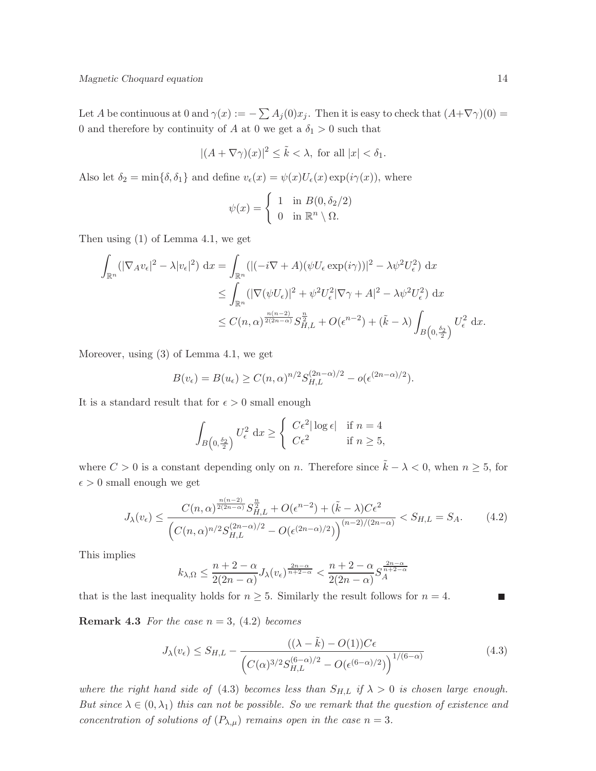Let $A$ be continuous at 0 and $\gamma(x) := -\sum A_j(0)x_j$. Then it is easy to check that $(A+\nabla\gamma)(0) = 0$ and therefore by continuity of $A$ at 0 we get a $\delta_1 > 0$ such that

$$|(A + \nabla\gamma)(x)|^2 \leq \tilde{k} < \lambda, \text{ for all } |x| < \delta_1.$$

Also let $\delta_2 = \min\{\delta, \delta_1\}$ and define $v_\epsilon(x) = \psi(x)U_\epsilon(x)\exp(i\gamma(x))$, where

$$\psi(x) = \begin{cases} 1 & \text{in } B(0, \delta_2/2) \\ 0 & \text{in } \mathbb{R}^n \setminus \Omega. \end{cases}$$

Then using (1) of Lemma 4.1, we get

$$\begin{aligned}
\int_{\mathbb{R}^n} (|\nabla_A v_\epsilon|^2 - \lambda|v_\epsilon|^2)\ \mathrm{d}x &= \int_{\mathbb{R}^n} (|(-i\nabla + A)(\psi U_\epsilon \exp(i\gamma))|^2 - \lambda\psi^2 U_\epsilon^2)\ \mathrm{d}x \\
&\leq \int_{\mathbb{R}^n} (|\nabla(\psi U_\epsilon)|^2 + \psi^2 U_\epsilon^2 |\nabla\gamma + A|^2 - \lambda\psi^2 U_\epsilon^2)\ \mathrm{d}x \\
&\leq C(n,\alpha)^{\frac{n(n-2)}{2(2n-\alpha)}} S_{H,L}^{\frac{n}{2}} + O(\epsilon^{n-2}) + (\tilde{k} - \lambda)\int_{B\left(0,\frac{\delta_2}{2}\right)} U_\epsilon^2\ \mathrm{d}x.
\end{aligned}$$

Moreover, using (3) of Lemma 4.1, we get

$$B(v_\epsilon) = B(u_\epsilon) \geq C(n,\alpha)^{n/2} S_{H,L}^{(2n-\alpha)/2} - o(\epsilon^{(2n-\alpha)/2}).$$

It is a standard result that for $\epsilon > 0$ small enough

$$\int_{B\left(0,\frac{\delta_2}{2}\right)} U_\epsilon^2\ \mathrm{d}x \geq \begin{cases} C\epsilon^2 |\log\epsilon| & \text{if } n = 4 \\ C\epsilon^2 & \text{if } n \geq 5, \end{cases}$$

where $C > 0$ is a constant depending only on $n$. Therefore since $\tilde{k} - \lambda < 0$, when $n \geq 5$, for $\epsilon > 0$ small enough we get

$$J_\lambda(v_\epsilon) \leq \frac{C(n,\alpha)^{\frac{n(n-2)}{2(2n-\alpha)}} S_{H,L}^{\frac{n}{2}} + O(\epsilon^{n-2}) + (\tilde{k} - \lambda)C\epsilon^2}{\left(C(n,\alpha)^{n/2} S_{H,L}^{(2n-\alpha)/2} - O(\epsilon^{(2n-\alpha)/2})\right)^{(n-2)/(2n-\alpha)}} < S_{H,L} = S_A. \tag{4.2}$$

This implies

$$k_{\lambda,\Omega} \leq \frac{n+2-\alpha}{2(2n-\alpha)} J_\lambda(v_\epsilon)^{\frac{2n-\alpha}{n+2-\alpha}} < \frac{n+2-\alpha}{2(2n-\alpha)} S_A^{\frac{2n-\alpha}{n+2-\alpha}}$$

that is the last inequality holds for $n \geq 5$. Similarly the result follows for $n = 4$. ∎

**Remark 4.3** *For the case $n = 3$, (4.2) becomes*

$$J_\lambda(v_\epsilon) \leq S_{H,L} - \frac{((\lambda - \tilde{k}) - O(1))C\epsilon}{\left(C(\alpha)^{3/2} S_{H,L}^{(6-\alpha)/2} - O(\epsilon^{(6-\alpha)/2})\right)^{1/(6-\alpha)}} \tag{4.3}$$

*where the right hand side of (4.3) becomes less than $S_{H,L}$ if $\lambda > 0$ is chosen large enough. But since $\lambda \in (0, \lambda_1)$ this can not be possible. So we remark that the question of existence and concentration of solutions of $(P_{\lambda,\mu})$ remains open in the case $n = 3$.*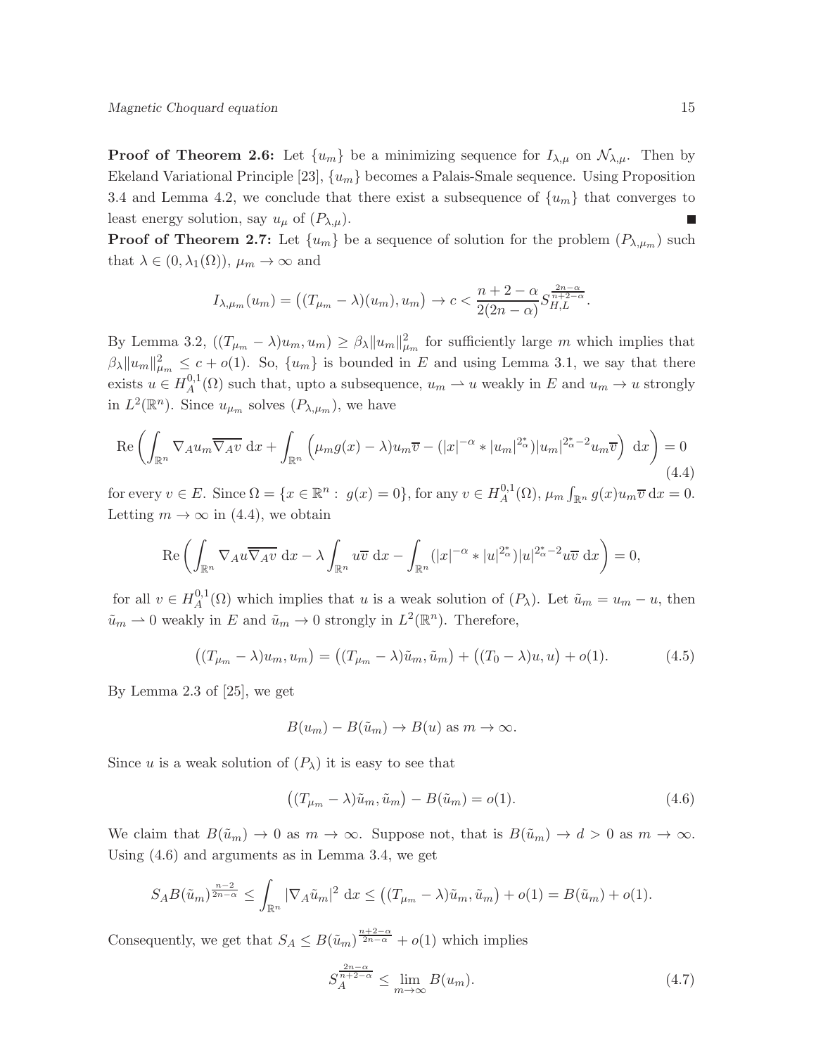**Proof of Theorem 2.6:** Let $\{u_m\}$ be a minimizing sequence for $I_{\lambda,\mu}$ on $\mathcal{N}_{\lambda,\mu}$. Then by Ekeland Variational Principle [23], $\{u_m\}$ becomes a Palais-Smale sequence. Using Proposition 3.4 and Lemma 4.2, we conclude that there exist a subsequence of $\{u_m\}$ that converges to least energy solution, say $u_\mu$ of $(P_{\lambda,\mu})$. ∎

**Proof of Theorem 2.7:** Let $\{u_m\}$ be a sequence of solution for the problem $(P_{\lambda,\mu_m})$ such that $\lambda \in (0, \lambda_1(\Omega))$, $\mu_m \to \infty$ and

$$I_{\lambda,\mu_m}(u_m) = \big((T_{\mu_m} - \lambda)(u_m), u_m\big) \to c < \frac{n+2-\alpha}{2(2n-\alpha)} S_{H,L}^{\frac{2n-\alpha}{n+2-\alpha}}.$$

By Lemma 3.2, $((T_{\mu_m} - \lambda)u_m, u_m) \geq \beta_\lambda \|u_m\|^2_{\mu_m}$ for sufficiently large $m$ which implies that $\beta_\lambda \|u_m\|^2_{\mu_m} \leq c + o(1)$. So, $\{u_m\}$ is bounded in $E$ and using Lemma 3.1, we say that there exists $u \in H^{0,1}_A(\Omega)$ such that, upto a subsequence, $u_m \rightharpoonup u$ weakly in $E$ and $u_m \to u$ strongly in $L^2(\mathbb{R}^n)$. Since $u_{\mu_m}$ solves $(P_{\lambda,\mu_m})$, we have

$$\text{Re}\left( \int_{\mathbb{R}^n} \nabla_A u_m \overline{\nabla_A v} \ \mathrm{d}x + \int_{\mathbb{R}^n} \Big( (\mu_m g(x) - \lambda) u_m \overline{v} - (|x|^{-\alpha} * |u_m|^{2^*_\alpha}) |u_m|^{2^*_\alpha - 2} u_m \overline{v} \Big) \ \mathrm{d}x \right) = 0 \tag{4.4}$$

for every $v \in E$. Since $\Omega = \{x \in \mathbb{R}^n : \ g(x) = 0\}$, for any $v \in H^{0,1}_A(\Omega)$, $\mu_m \int_{\mathbb{R}^n} g(x) u_m \overline{v} \, \mathrm{d}x = 0$. Letting $m \to \infty$ in (4.4), we obtain

$$\text{Re}\left( \int_{\mathbb{R}^n} \nabla_A u \overline{\nabla_A v} \ \mathrm{d}x - \lambda \int_{\mathbb{R}^n} u \overline{v} \ \mathrm{d}x - \int_{\mathbb{R}^n} (|x|^{-\alpha} * |u|^{2^*_\alpha}) |u|^{2^*_\alpha - 2} u \overline{v} \ \mathrm{d}x \right) = 0,$$

for all $v \in H^{0,1}_A(\Omega)$ which implies that $u$ is a weak solution of $(P_\lambda)$. Let $\tilde{u}_m = u_m - u$, then $\tilde{u}_m \rightharpoonup 0$ weakly in $E$ and $\tilde{u}_m \to 0$ strongly in $L^2(\mathbb{R}^n)$. Therefore,

$$\big((T_{\mu_m} - \lambda)u_m, u_m\big) = \big((T_{\mu_m} - \lambda)\tilde{u}_m, \tilde{u}_m\big) + \big((T_0 - \lambda)u, u\big) + o(1). \tag{4.5}$$

By Lemma 2.3 of [25], we get

$$B(u_m) - B(\tilde{u}_m) \to B(u) \text{ as } m \to \infty.$$

Since $u$ is a weak solution of $(P_\lambda)$ it is easy to see that

$$\big((T_{\mu_m} - \lambda)\tilde{u}_m, \tilde{u}_m\big) - B(\tilde{u}_m) = o(1). \tag{4.6}$$

We claim that $B(\tilde{u}_m) \to 0$ as $m \to \infty$. Suppose not, that is $B(\tilde{u}_m) \to d > 0$ as $m \to \infty$. Using (4.6) and arguments as in Lemma 3.4, we get

$$S_A B(\tilde{u}_m)^{\frac{n-2}{2n-\alpha}} \leq \int_{\mathbb{R}^n} |\nabla_A \tilde{u}_m|^2 \ \mathrm{d}x \leq \big((T_{\mu_m} - \lambda)\tilde{u}_m, \tilde{u}_m\big) + o(1) = B(\tilde{u}_m) + o(1).$$

Consequently, we get that $S_A \leq B(\tilde{u}_m)^{\frac{n+2-\alpha}{2n-\alpha}} + o(1)$ which implies

$$S_A^{\frac{2n-\alpha}{n+2-\alpha}} \leq \lim_{m\to\infty} B(u_m). \tag{4.7}$$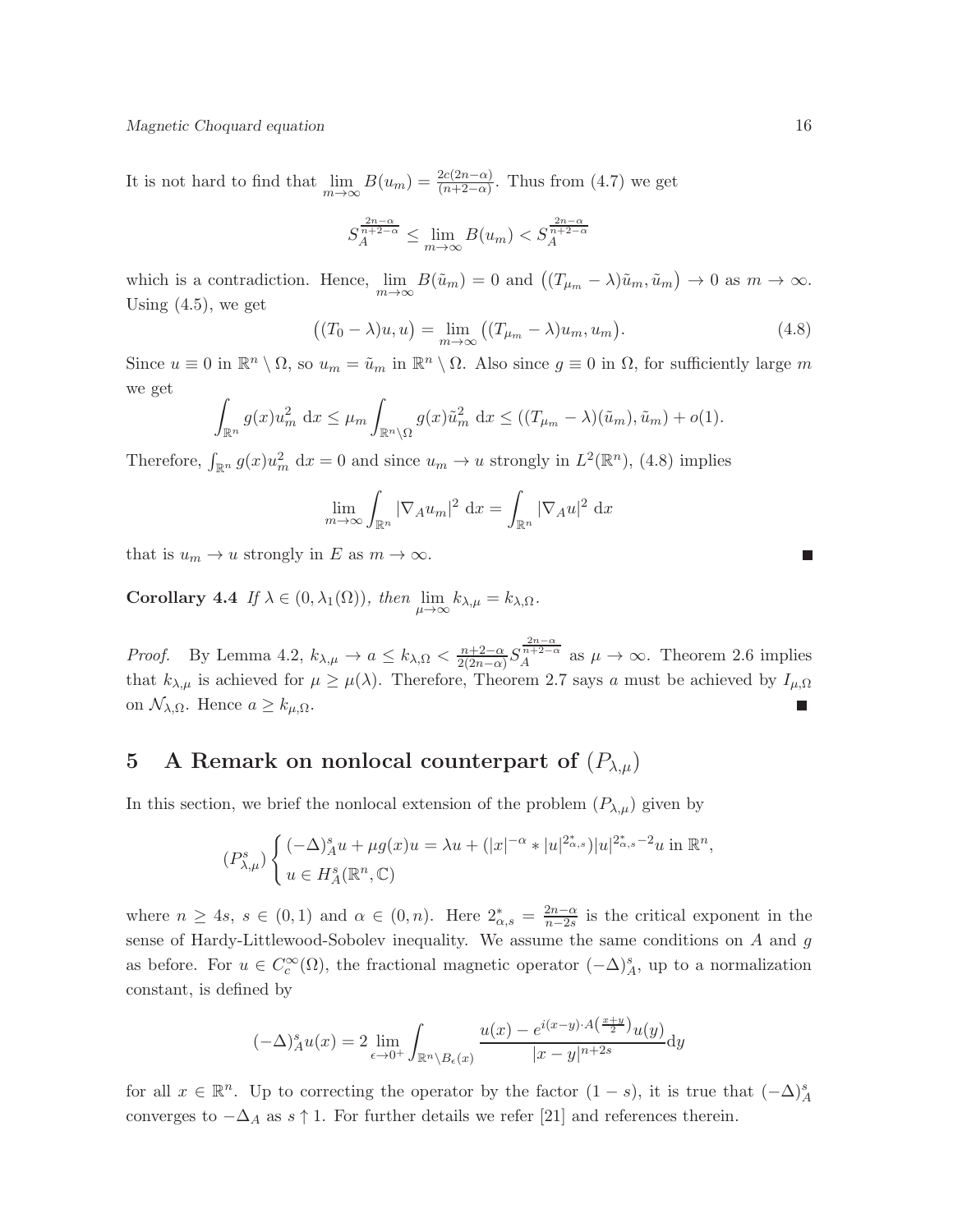It is not hard to find that $\lim_{m\to\infty} B(u_m) = \frac{2c(2n-\alpha)}{(n+2-\alpha)}$. Thus from (4.7) we get

$$S_A^{\frac{2n-\alpha}{n+2-\alpha}} \leq \lim_{m\to\infty} B(u_m) < S_A^{\frac{2n-\alpha}{n+2-\alpha}}$$

which is a contradiction. Hence, $\lim_{m\to\infty} B(\tilde{u}_m) = 0$ and $\big((T_{\mu_m} - \lambda)\tilde{u}_m, \tilde{u}_m\big) \to 0$ as $m \to \infty$. Using (4.5), we get

$$\big((T_0 - \lambda)u, u\big) = \lim_{m\to\infty} \big((T_{\mu_m} - \lambda)u_m, u_m\big). \tag{4.8}$$

Since $u \equiv 0$ in $\mathbb{R}^n \setminus \Omega$, so $u_m = \tilde{u}_m$ in $\mathbb{R}^n \setminus \Omega$. Also since $g \equiv 0$ in $\Omega$, for sufficiently large $m$ we get

$$\int_{\mathbb{R}^n} g(x)u_m^2 \, \mathrm{d}x \leq \mu_m \int_{\mathbb{R}^n\setminus\Omega} g(x)\tilde{u}_m^2 \, \mathrm{d}x \leq ((T_{\mu_m} - \lambda)(\tilde{u}_m), \tilde{u}_m) + o(1).$$

Therefore, $\int_{\mathbb{R}^n} g(x)u_m^2 \, \mathrm{d}x = 0$ and since $u_m \to u$ strongly in $L^2(\mathbb{R}^n)$, (4.8) implies

$$\lim_{m\to\infty} \int_{\mathbb{R}^n} |\nabla_A u_m|^2 \, \mathrm{d}x = \int_{\mathbb{R}^n} |\nabla_A u|^2 \, \mathrm{d}x$$

that is $u_m \to u$ strongly in $E$ as $m \to \infty$. ∎

**Corollary 4.4** *If $\lambda \in (0, \lambda_1(\Omega))$, then $\lim_{\mu\to\infty} k_{\lambda,\mu} = k_{\lambda,\Omega}$.*

*Proof.* By Lemma 4.2, $k_{\lambda,\mu} \to a \leq k_{\lambda,\Omega} < \frac{n+2-\alpha}{2(2n-\alpha)} S_A^{\frac{2n-\alpha}{n+2-\alpha}}$ as $\mu \to \infty$. Theorem 2.6 implies that $k_{\lambda,\mu}$ is achieved for $\mu \geq \mu(\lambda)$. Therefore, Theorem 2.7 says $a$ must be achieved by $I_{\mu,\Omega}$ on $\mathcal{N}_{\lambda,\Omega}$. Hence $a \geq k_{\mu,\Omega}$. ∎

## 5 A Remark on nonlocal counterpart of $(P_{\lambda,\mu})$

In this section, we brief the nonlocal extension of the problem $(P_{\lambda,\mu})$ given by

$$(P^s_{\lambda,\mu}) \begin{cases} (-\Delta)^s_A u + \mu g(x)u = \lambda u + (|x|^{-\alpha} * |u|^{2^*_{\alpha,s}})|u|^{2^*_{\alpha,s}-2}u \text{ in } \mathbb{R}^n, \\ u \in H^s_A(\mathbb{R}^n, \mathbb{C}) \end{cases}$$

where $n \geq 4s$, $s \in (0,1)$ and $\alpha \in (0,n)$. Here $2^*_{\alpha,s} = \frac{2n-\alpha}{n-2s}$ is the critical exponent in the sense of Hardy-Littlewood-Sobolev inequality. We assume the same conditions on $A$ and $g$ as before. For $u \in C_c^\infty(\Omega)$, the fractional magnetic operator $(-\Delta)^s_A$, up to a normalization constant, is defined by

$$(-\Delta)^s_A u(x) = 2 \lim_{\epsilon\to 0^+} \int_{\mathbb{R}^n\setminus B_\epsilon(x)} \frac{u(x) - e^{i(x-y)\cdot A\left(\frac{x+y}{2}\right)}u(y)}{|x-y|^{n+2s}} \mathrm{d}y$$

for all $x \in \mathbb{R}^n$. Up to correcting the operator by the factor $(1-s)$, it is true that $(-\Delta)^s_A$ converges to $-\Delta_A$ as $s \uparrow 1$. For further details we refer [21] and references therein.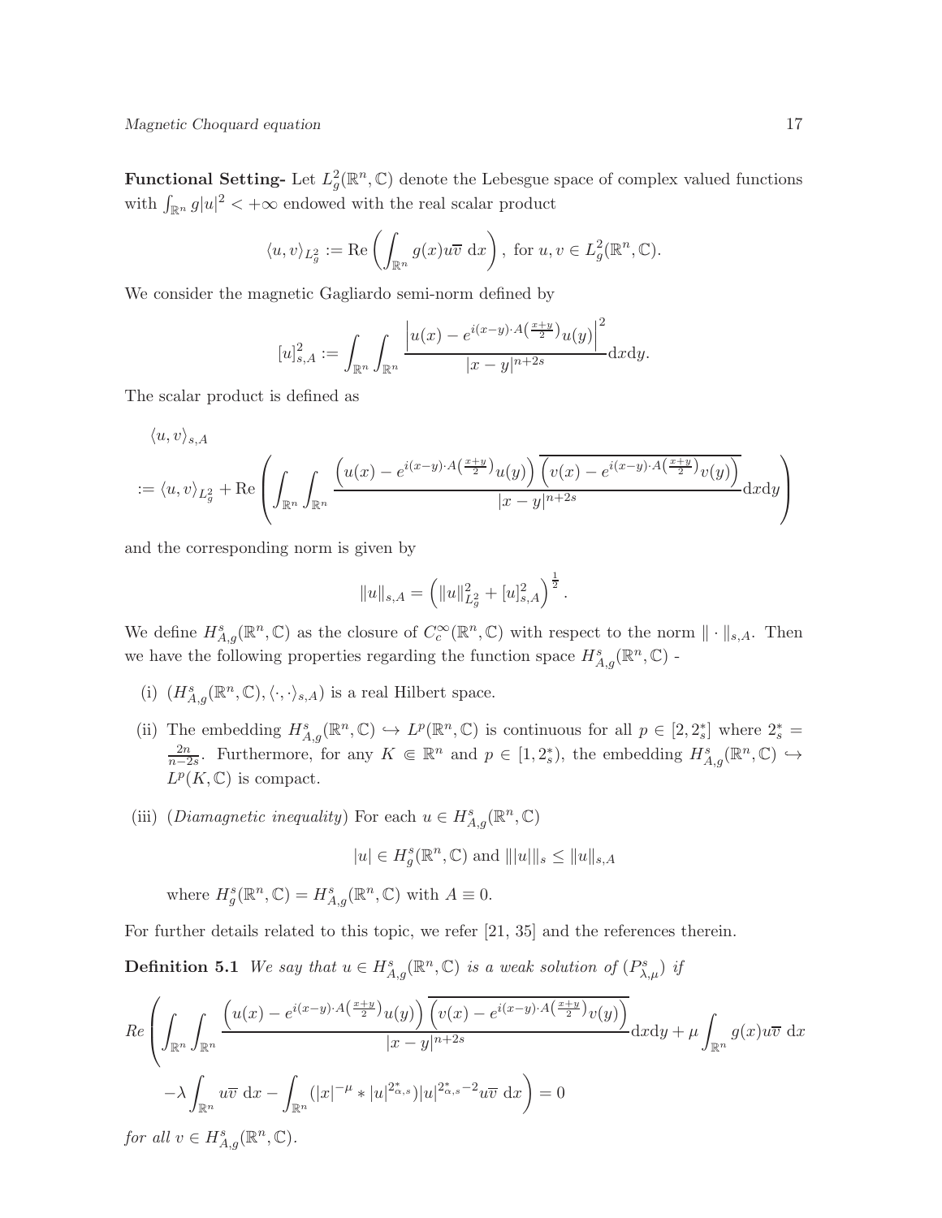**Functional Setting-** Let $L^2_g(\mathbb{R}^n, \mathbb{C})$ denote the Lebesgue space of complex valued functions with $\int_{\mathbb{R}^n} g|u|^2 < +\infty$ endowed with the real scalar product

$$\langle u, v\rangle_{L^2_g} := \mathrm{Re}\left(\int_{\mathbb{R}^n} g(x) u\overline{v}\ \mathrm{d}x\right), \text{ for } u, v \in L^2_g(\mathbb{R}^n, \mathbb{C}).$$

We consider the magnetic Gagliardo semi-norm defined by

$$[u]^2_{s,A} := \int_{\mathbb{R}^n}\int_{\mathbb{R}^n} \frac{\left|u(x) - e^{i(x-y)\cdot A\left(\frac{x+y}{2}\right)} u(y)\right|^2}{|x-y|^{n+2s}} \mathrm{d}x\mathrm{d}y.$$

The scalar product is defined as

$$\begin{aligned}
&\langle u, v\rangle_{s,A} \\
&:= \langle u, v\rangle_{L^2_g} + \mathrm{Re}\left(\int_{\mathbb{R}^n}\int_{\mathbb{R}^n} \frac{\left(u(x) - e^{i(x-y)\cdot A\left(\frac{x+y}{2}\right)} u(y)\right)\overline{\left(v(x) - e^{i(x-y)\cdot A\left(\frac{x+y}{2}\right)} v(y)\right)}}{|x-y|^{n+2s}} \mathrm{d}x\mathrm{d}y\right)
\end{aligned}$$

and the corresponding norm is given by

$$\|u\|_{s,A} = \left(\|u\|^2_{L^2_g} + [u]^2_{s,A}\right)^{\frac{1}{2}}.$$

We define $H^s_{A,g}(\mathbb{R}^n, \mathbb{C})$ as the closure of $C_c^\infty(\mathbb{R}^n, \mathbb{C})$ with respect to the norm $\|\cdot\|_{s,A}$. Then we have the following properties regarding the function space $H^s_{A,g}(\mathbb{R}^n, \mathbb{C})$ -

(i) $(H^s_{A,g}(\mathbb{R}^n, \mathbb{C}), \langle\cdot,\cdot\rangle_{s,A})$ is a real Hilbert space.

(ii) The embedding $H^s_{A,g}(\mathbb{R}^n, \mathbb{C}) \hookrightarrow L^p(\mathbb{R}^n, \mathbb{C})$ is continuous for all $p \in [2, 2^*_s]$ where $2^*_s = \frac{2n}{n-2s}$. Furthermore, for any $K \Subset \mathbb{R}^n$ and $p \in [1, 2^*_s)$, the embedding $H^s_{A,g}(\mathbb{R}^n, \mathbb{C}) \hookrightarrow L^p(K, \mathbb{C})$ is compact.

(iii) (*Diamagnetic inequality*) For each $u \in H^s_{A,g}(\mathbb{R}^n, \mathbb{C})$

$$|u| \in H^s_g(\mathbb{R}^n, \mathbb{C}) \text{ and } \||u|\|_s \leq \|u\|_{s,A}$$

where $H^s_g(\mathbb{R}^n, \mathbb{C}) = H^s_{A,g}(\mathbb{R}^n, \mathbb{C})$ with $A \equiv 0$.

For further details related to this topic, we refer [21, 35] and the references therein.

**Definition 5.1** *We say that $u \in H^s_{A,g}(\mathbb{R}^n, \mathbb{C})$ is a weak solution of $(P^s_{\lambda,\mu})$ if*

$$\begin{aligned}
Re\Bigg(&\int_{\mathbb{R}^n}\int_{\mathbb{R}^n} \frac{\left(u(x) - e^{i(x-y)\cdot A\left(\frac{x+y}{2}\right)} u(y)\right)\overline{\left(v(x) - e^{i(x-y)\cdot A\left(\frac{x+y}{2}\right)} v(y)\right)}}{|x-y|^{n+2s}} \mathrm{d}x\mathrm{d}y + \mu\int_{\mathbb{R}^n} g(x) u\overline{v}\ \mathrm{d}x \\
&-\lambda\int_{\mathbb{R}^n} u\overline{v}\ \mathrm{d}x - \int_{\mathbb{R}^n} (|x|^{-\mu} * |u|^{2^*_{\alpha,s}})|u|^{2^*_{\alpha,s}-2} u\overline{v}\ \mathrm{d}x\Bigg) = 0
\end{aligned}$$

*for all $v \in H^s_{A,g}(\mathbb{R}^n, \mathbb{C})$.*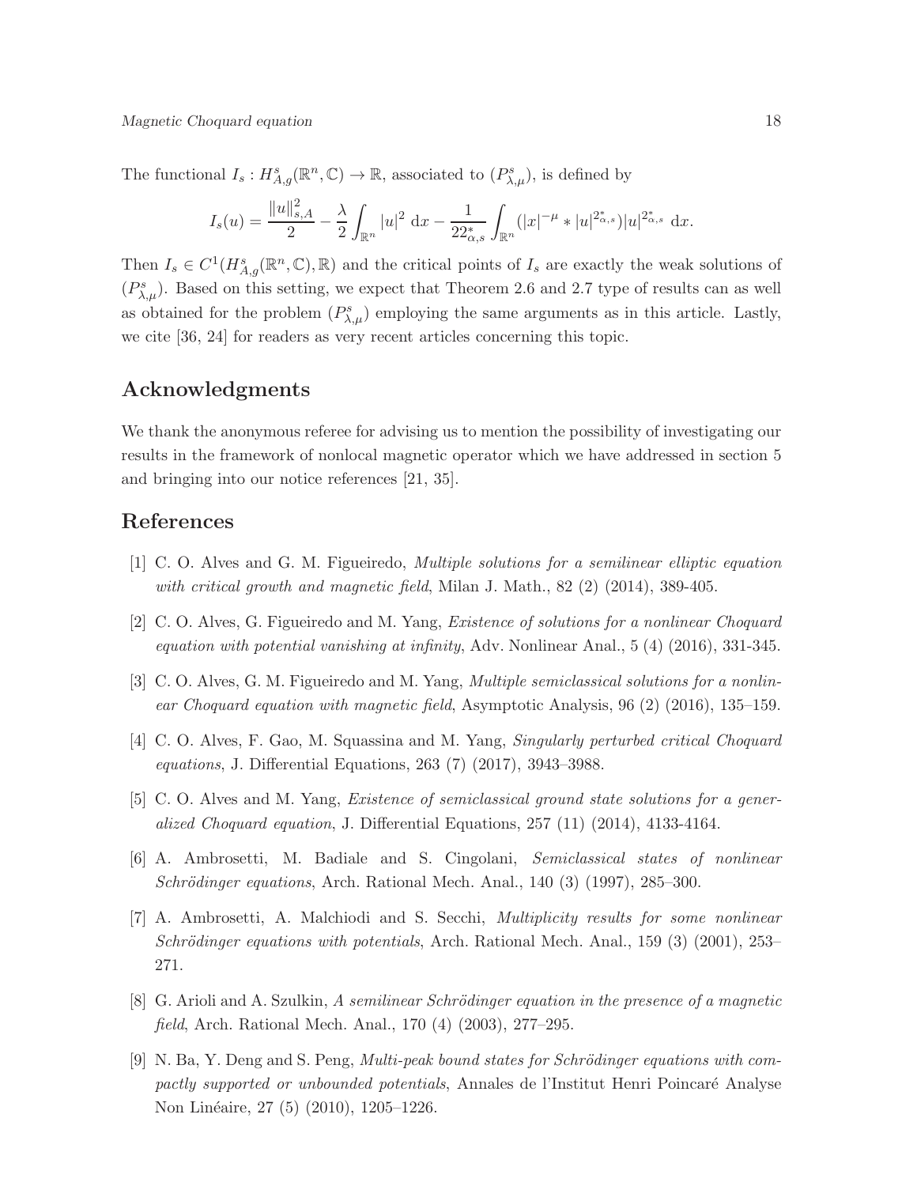The functional $I_s : H^s_{A,g}(\mathbb{R}^n, \mathbb{C}) \to \mathbb{R}$, associated to $(P^s_{\lambda,\mu})$, is defined by

$$I_s(u) = \frac{\|u\|^2_{s,A}}{2} - \frac{\lambda}{2}\int_{\mathbb{R}^n} |u|^2 \; \mathrm{d}x - \frac{1}{22^*_{\alpha,s}} \int_{\mathbb{R}^n} (|x|^{-\mu} * |u|^{2^*_{\alpha,s}})|u|^{2^*_{\alpha,s}} \; \mathrm{d}x.$$

Then $I_s \in C^1(H^s_{A,g}(\mathbb{R}^n, \mathbb{C}), \mathbb{R})$ and the critical points of $I_s$ are exactly the weak solutions of $(P^s_{\lambda,\mu})$. Based on this setting, we expect that Theorem 2.6 and 2.7 type of results can as well as obtained for the problem $(P^s_{\lambda,\mu})$ employing the same arguments as in this article. Lastly, we cite [36, 24] for readers as very recent articles concerning this topic.

## Acknowledgments

We thank the anonymous referee for advising us to mention the possibility of investigating our results in the framework of nonlocal magnetic operator which we have addressed in section 5 and bringing into our notice references [21, 35].

## References

[1] C. O. Alves and G. M. Figueiredo, *Multiple solutions for a semilinear elliptic equation with critical growth and magnetic field*, Milan J. Math., 82 (2) (2014), 389-405.

[2] C. O. Alves, G. Figueiredo and M. Yang, *Existence of solutions for a nonlinear Choquard equation with potential vanishing at infinity*, Adv. Nonlinear Anal., 5 (4) (2016), 331-345.

[3] C. O. Alves, G. M. Figueiredo and M. Yang, *Multiple semiclassical solutions for a nonlinear Choquard equation with magnetic field*, Asymptotic Analysis, 96 (2) (2016), 135–159.

[4] C. O. Alves, F. Gao, M. Squassina and M. Yang, *Singularly perturbed critical Choquard equations*, J. Differential Equations, 263 (7) (2017), 3943–3988.

[5] C. O. Alves and M. Yang, *Existence of semiclassical ground state solutions for a generalized Choquard equation*, J. Differential Equations, 257 (11) (2014), 4133-4164.

[6] A. Ambrosetti, M. Badiale and S. Cingolani, *Semiclassical states of nonlinear Schrödinger equations*, Arch. Rational Mech. Anal., 140 (3) (1997), 285–300.

[7] A. Ambrosetti, A. Malchiodi and S. Secchi, *Multiplicity results for some nonlinear Schrödinger equations with potentials*, Arch. Rational Mech. Anal., 159 (3) (2001), 253–271.

[8] G. Arioli and A. Szulkin, *A semilinear Schrödinger equation in the presence of a magnetic field*, Arch. Rational Mech. Anal., 170 (4) (2003), 277–295.

[9] N. Ba, Y. Deng and S. Peng, *Multi-peak bound states for Schrödinger equations with compactly supported or unbounded potentials*, Annales de l'Institut Henri Poincaré Analyse Non Linéaire, 27 (5) (2010), 1205–1226.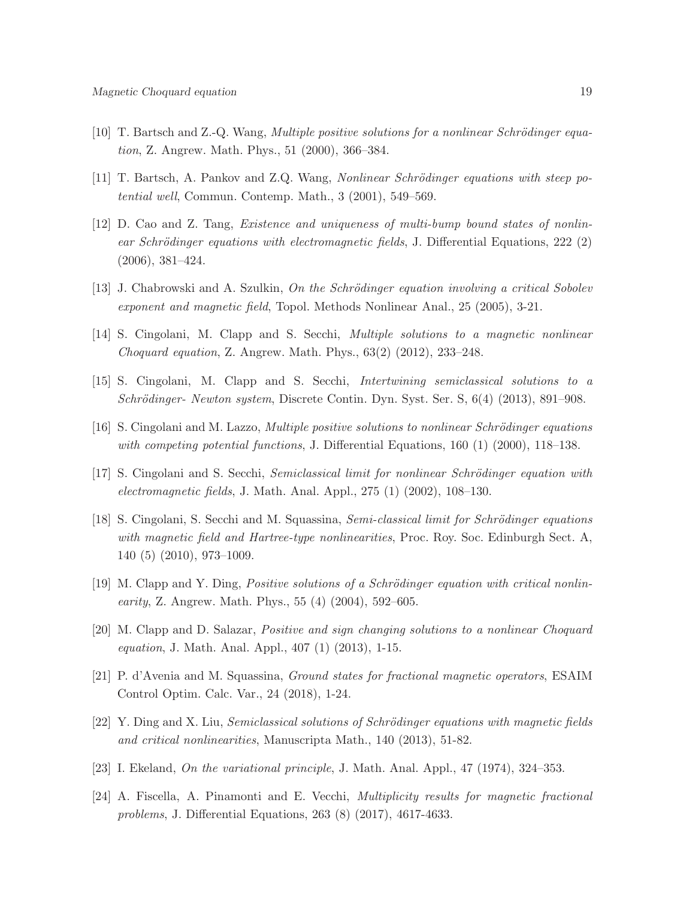[10] T. Bartsch and Z.-Q. Wang, *Multiple positive solutions for a nonlinear Schrödinger equation*, Z. Angrew. Math. Phys., 51 (2000), 366–384.

[11] T. Bartsch, A. Pankov and Z.Q. Wang, *Nonlinear Schrödinger equations with steep potential well*, Commun. Contemp. Math., 3 (2001), 549–569.

[12] D. Cao and Z. Tang, *Existence and uniqueness of multi-bump bound states of nonlinear Schrödinger equations with electromagnetic fields*, J. Differential Equations, 222 (2) (2006), 381–424.

[13] J. Chabrowski and A. Szulkin, *On the Schrödinger equation involving a critical Sobolev exponent and magnetic field*, Topol. Methods Nonlinear Anal., 25 (2005), 3-21.

[14] S. Cingolani, M. Clapp and S. Secchi, *Multiple solutions to a magnetic nonlinear Choquard equation*, Z. Angrew. Math. Phys., 63(2) (2012), 233–248.

[15] S. Cingolani, M. Clapp and S. Secchi, *Intertwining semiclassical solutions to a Schrödinger- Newton system*, Discrete Contin. Dyn. Syst. Ser. S, 6(4) (2013), 891–908.

[16] S. Cingolani and M. Lazzo, *Multiple positive solutions to nonlinear Schrödinger equations with competing potential functions*, J. Differential Equations, 160 (1) (2000), 118–138.

[17] S. Cingolani and S. Secchi, *Semiclassical limit for nonlinear Schrödinger equation with electromagnetic fields*, J. Math. Anal. Appl., 275 (1) (2002), 108–130.

[18] S. Cingolani, S. Secchi and M. Squassina, *Semi-classical limit for Schrödinger equations with magnetic field and Hartree-type nonlinearities*, Proc. Roy. Soc. Edinburgh Sect. A, 140 (5) (2010), 973–1009.

[19] M. Clapp and Y. Ding, *Positive solutions of a Schrödinger equation with critical nonlinearity*, Z. Angrew. Math. Phys., 55 (4) (2004), 592–605.

[20] M. Clapp and D. Salazar, *Positive and sign changing solutions to a nonlinear Choquard equation*, J. Math. Anal. Appl., 407 (1) (2013), 1-15.

[21] P. d'Avenia and M. Squassina, *Ground states for fractional magnetic operators*, ESAIM Control Optim. Calc. Var., 24 (2018), 1-24.

[22] Y. Ding and X. Liu, *Semiclassical solutions of Schrödinger equations with magnetic fields and critical nonlinearities*, Manuscripta Math., 140 (2013), 51-82.

[23] I. Ekeland, *On the variational principle*, J. Math. Anal. Appl., 47 (1974), 324–353.

[24] A. Fiscella, A. Pinamonti and E. Vecchi, *Multiplicity results for magnetic fractional problems*, J. Differential Equations, 263 (8) (2017), 4617-4633.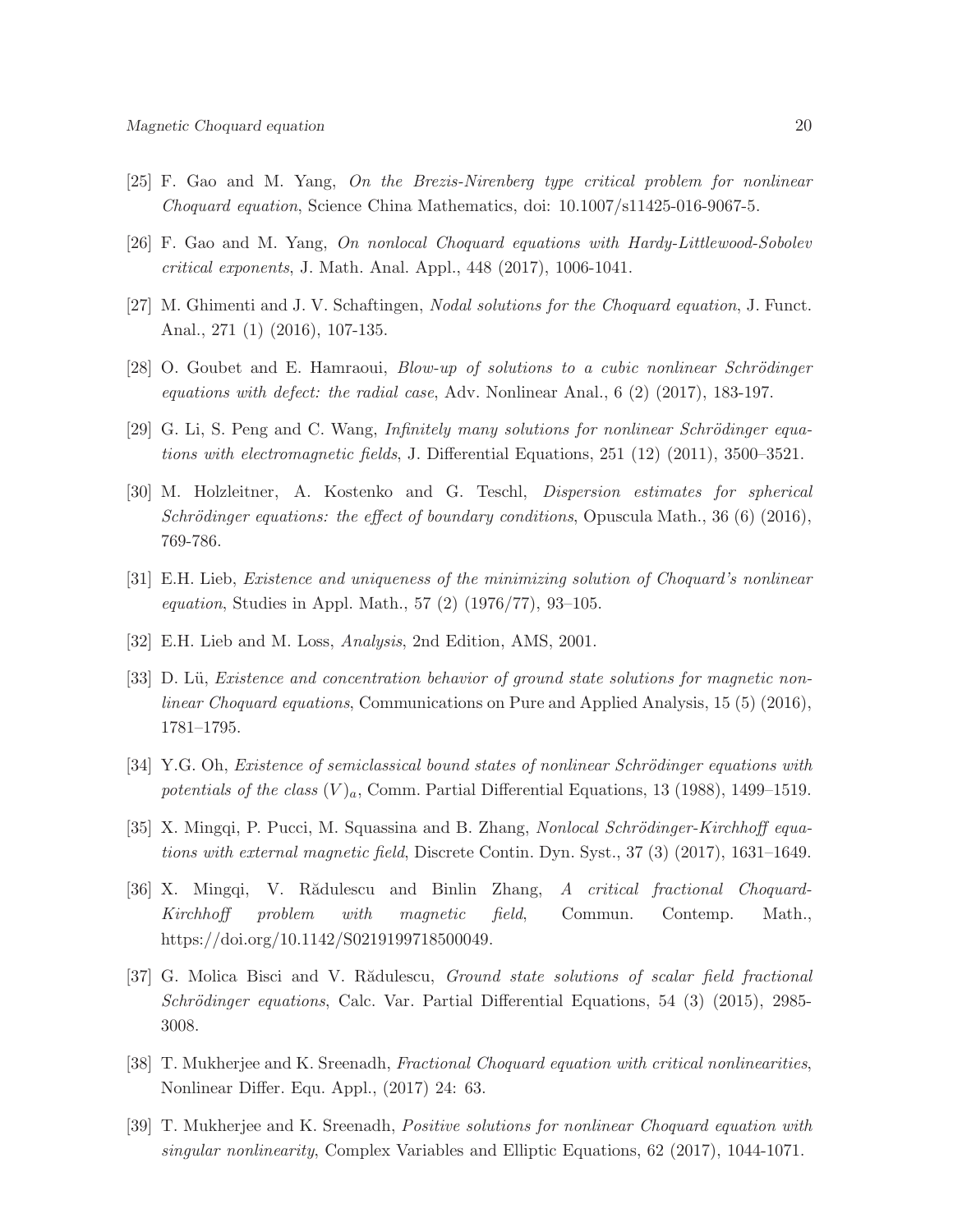[25] F. Gao and M. Yang, *On the Brezis-Nirenberg type critical problem for nonlinear Choquard equation*, Science China Mathematics, doi: 10.1007/s11425-016-9067-5.

[26] F. Gao and M. Yang, *On nonlocal Choquard equations with Hardy-Littlewood-Sobolev critical exponents*, J. Math. Anal. Appl., 448 (2017), 1006-1041.

[27] M. Ghimenti and J. V. Schaftingen, *Nodal solutions for the Choquard equation*, J. Funct. Anal., 271 (1) (2016), 107-135.

[28] O. Goubet and E. Hamraoui, *Blow-up of solutions to a cubic nonlinear Schrödinger equations with defect: the radial case*, Adv. Nonlinear Anal., 6 (2) (2017), 183-197.

[29] G. Li, S. Peng and C. Wang, *Infinitely many solutions for nonlinear Schrödinger equations with electromagnetic fields*, J. Differential Equations, 251 (12) (2011), 3500–3521.

[30] M. Holzleitner, A. Kostenko and G. Teschl, *Dispersion estimates for spherical Schrödinger equations: the effect of boundary conditions*, Opuscula Math., 36 (6) (2016), 769-786.

[31] E.H. Lieb, *Existence and uniqueness of the minimizing solution of Choquard's nonlinear equation*, Studies in Appl. Math., 57 (2) (1976/77), 93–105.

[32] E.H. Lieb and M. Loss, *Analysis*, 2nd Edition, AMS, 2001.

[33] D. Lü, *Existence and concentration behavior of ground state solutions for magnetic nonlinear Choquard equations*, Communications on Pure and Applied Analysis, 15 (5) (2016), 1781–1795.

[34] Y.G. Oh, *Existence of semiclassical bound states of nonlinear Schrödinger equations with potentials of the class $(V)_a$*, Comm. Partial Differential Equations, 13 (1988), 1499–1519.

[35] X. Mingqi, P. Pucci, M. Squassina and B. Zhang, *Nonlocal Schrödinger-Kirchhoff equations with external magnetic field*, Discrete Contin. Dyn. Syst., 37 (3) (2017), 1631–1649.

[36] X. Mingqi, V. Rădulescu and Binlin Zhang, *A critical fractional Choquard-Kirchhoff problem with magnetic field*, Commun. Contemp. Math., https://doi.org/10.1142/S0219199718500049.

[37] G. Molica Bisci and V. Rădulescu, *Ground state solutions of scalar field fractional Schrödinger equations*, Calc. Var. Partial Differential Equations, 54 (3) (2015), 2985-3008.

[38] T. Mukherjee and K. Sreenadh, *Fractional Choquard equation with critical nonlinearities*, Nonlinear Differ. Equ. Appl., (2017) 24: 63.

[39] T. Mukherjee and K. Sreenadh, *Positive solutions for nonlinear Choquard equation with singular nonlinearity*, Complex Variables and Elliptic Equations, 62 (2017), 1044-1071.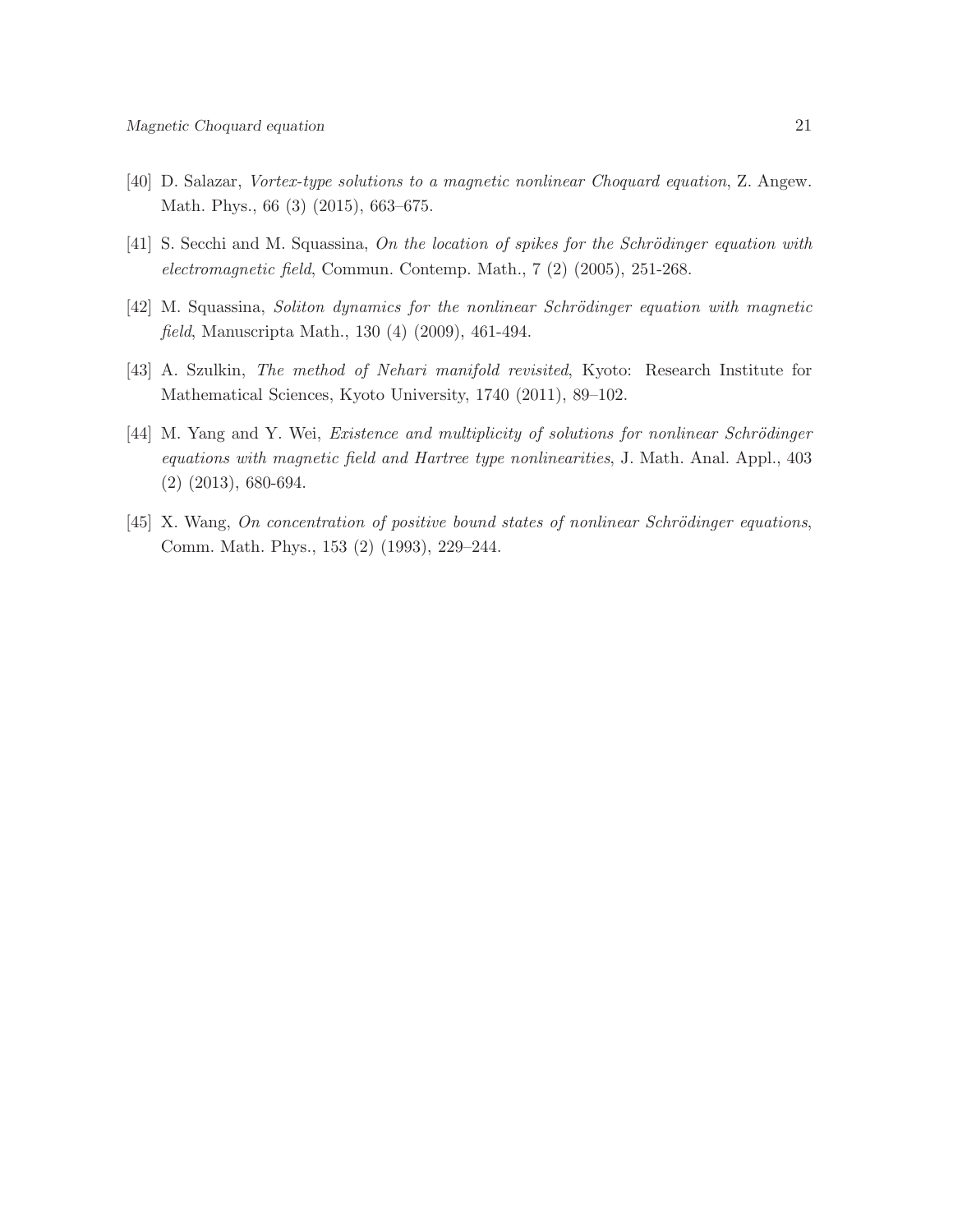[40] D. Salazar, *Vortex-type solutions to a magnetic nonlinear Choquard equation*, Z. Angew. Math. Phys., 66 (3) (2015), 663–675.

[41] S. Secchi and M. Squassina, *On the location of spikes for the Schrödinger equation with electromagnetic field*, Commun. Contemp. Math., 7 (2) (2005), 251-268.

[42] M. Squassina, *Soliton dynamics for the nonlinear Schrödinger equation with magnetic field*, Manuscripta Math., 130 (4) (2009), 461-494.

[43] A. Szulkin, *The method of Nehari manifold revisited*, Kyoto: Research Institute for Mathematical Sciences, Kyoto University, 1740 (2011), 89–102.

[44] M. Yang and Y. Wei, *Existence and multiplicity of solutions for nonlinear Schrödinger equations with magnetic field and Hartree type nonlinearities*, J. Math. Anal. Appl., 403 (2) (2013), 680-694.

[45] X. Wang, *On concentration of positive bound states of nonlinear Schrödinger equations*, Comm. Math. Phys., 153 (2) (1993), 229–244.